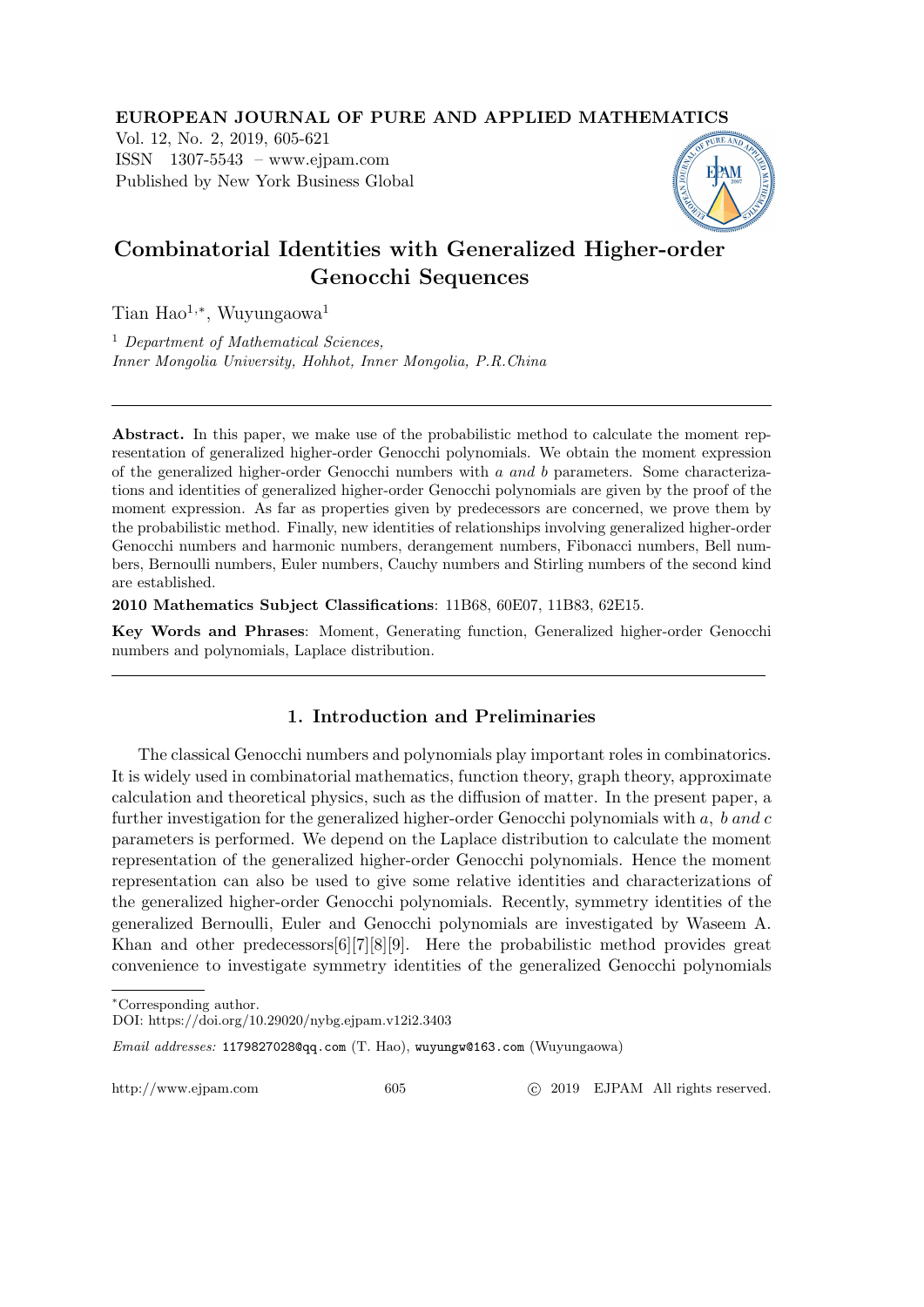# Combinatorial Identities with Generalized Higher-order Genocchi Sequences

Tian Hao[1,*], Wuyungaowa[1]

[1] *Department of Mathematical Sciences, Inner Mongolia University, Hohhot, Inner Mongolia, P.R.China*

---

**Abstract.** In this paper, we make use of the probabilistic method to calculate the moment representation of generalized higher-order Genocchi polynomials. We obtain the moment expression of the generalized higher-order Genocchi numbers with $a$ *and* $b$ parameters. Some characterizations and identities of generalized higher-order Genocchi polynomials are given by the proof of the moment expression. As far as properties given by predecessors are concerned, we prove them by the probabilistic method. Finally, new identities of relationships involving generalized higher-order Genocchi numbers and harmonic numbers, derangement numbers, Fibonacci numbers, Bell numbers, Bernoulli numbers, Euler numbers, Cauchy numbers and Stirling numbers of the second kind are established.

**2010 Mathematics Subject Classifications**: 11B68, 60E07, 11B83, 62E15.

**Key Words and Phrases**: Moment, Generating function, Generalized higher-order Genocchi numbers and polynomials, Laplace distribution.

---

## 1. Introduction and Preliminaries

The classical Genocchi numbers and polynomials play important roles in combinatorics. It is widely used in combinatorial mathematics, function theory, graph theory, approximate calculation and theoretical physics, such as the diffusion of matter. In the present paper, a further investigation for the generalized higher-order Genocchi polynomials with $a$, $b$ *and* $c$ parameters is performed. We depend on the Laplace distribution to calculate the moment representation of the generalized higher-order Genocchi polynomials. Hence the moment representation can also be used to give some relative identities and characterizations of the generalized higher-order Genocchi polynomials. Recently, symmetry identities of the generalized Bernoulli, Euler and Genocchi polynomials are investigated by Waseem A. Khan and other predecessors[6][7][8][9]. Here the probabilistic method provides great convenience to investigate symmetry identities of the generalized Genocchi polynomials

---

*Corresponding author.

DOI: https://doi.org/10.29020/nybg.ejpam.v12i2.3403

*Email addresses:* 1179827028@qq.com (T. Hao), wuyungw@163.com (Wuyungaowa)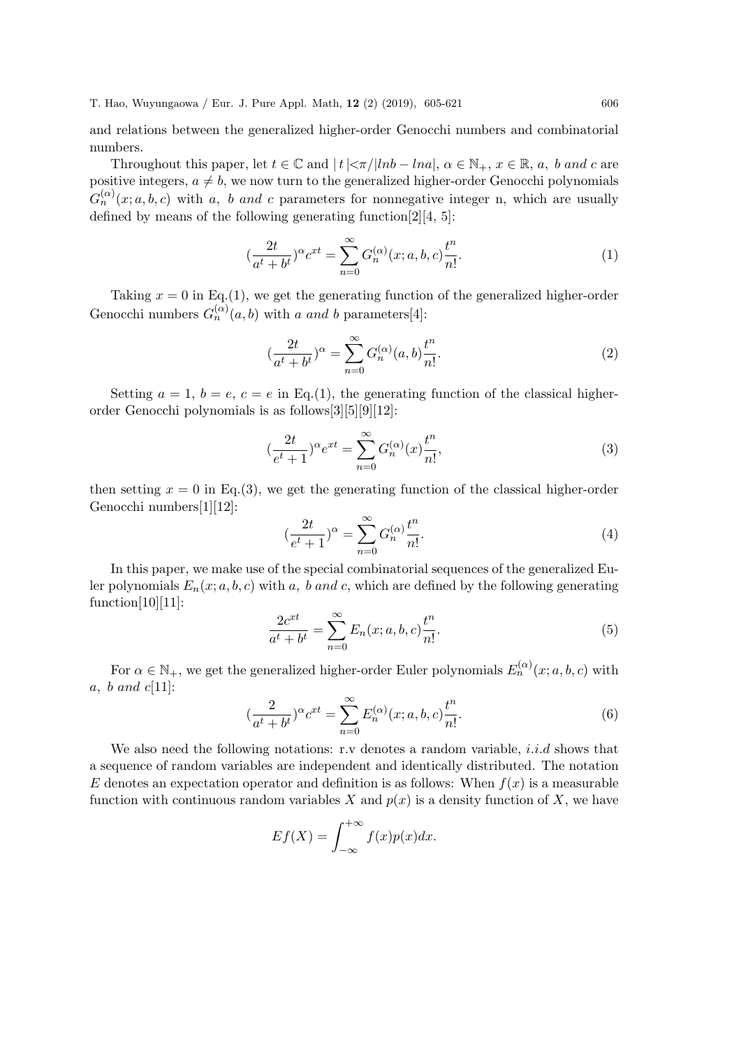and relations between the generalized higher-order Genocchi numbers and combinatorial numbers.

Throughout this paper, let $t \in \mathbb{C}$ and $|t| < \pi/|lnb - lna|$, $\alpha \in \mathbb{N}_+$, $x \in \mathbb{R}$, $a$, $b$ *and* $c$ are positive integers, $a \neq b$, we now turn to the generalized higher-order Genocchi polynomials $G_n^{(\alpha)}(x; a, b, c)$ with $a$, $b$ *and* $c$ parameters for nonnegative integer n, which are usually defined by means of the following generating function[2][4, 5]:

$$(\frac{2t}{a^t + b^t})^\alpha c^{xt} = \sum_{n=0}^{\infty} G_n^{(\alpha)}(x; a, b, c)\frac{t^n}{n!}. \tag{1}$$

Taking $x = 0$ in Eq.(1), we get the generating function of the generalized higher-order Genocchi numbers $G_n^{(\alpha)}(a, b)$ with $a$ *and* $b$ parameters[4]:

$$(\frac{2t}{a^t + b^t})^\alpha = \sum_{n=0}^{\infty} G_n^{(\alpha)}(a, b)\frac{t^n}{n!}. \tag{2}$$

Setting $a = 1$, $b = e$, $c = e$ in Eq.(1), the generating function of the classical higher-order Genocchi polynomials is as follows[3][5][9][12]:

$$(\frac{2t}{e^t + 1})^\alpha e^{xt} = \sum_{n=0}^{\infty} G_n^{(\alpha)}(x)\frac{t^n}{n!}, \tag{3}$$

then setting $x = 0$ in Eq.(3), we get the generating function of the classical higher-order Genocchi numbers[1][12]:

$$(\frac{2t}{e^t + 1})^\alpha = \sum_{n=0}^{\infty} G_n^{(\alpha)}\frac{t^n}{n!}. \tag{4}$$

In this paper, we make use of the special combinatorial sequences of the generalized Euler polynomials $E_n(x; a, b, c)$ with $a$, $b$ *and* $c$, which are defined by the following generating function[10][11]:

$$\frac{2c^{xt}}{a^t + b^t} = \sum_{n=0}^{\infty} E_n(x; a, b, c)\frac{t^n}{n!}. \tag{5}$$

For $\alpha \in \mathbb{N}_+$, we get the generalized higher-order Euler polynomials $E_n^{(\alpha)}(x; a, b, c)$ with $a$, $b$ *and* $c$[11]:

$$(\frac{2}{a^t + b^t})^\alpha c^{xt} = \sum_{n=0}^{\infty} E_n^{(\alpha)}(x; a, b, c)\frac{t^n}{n!}. \tag{6}$$

We also need the following notations: r.v denotes a random variable, *i.i.d* shows that a sequence of random variables are independent and identically distributed. The notation $E$ denotes an expectation operator and definition is as follows: When $f(x)$ is a measurable function with continuous random variables $X$ and $p(x)$ is a density function of $X$, we have

$$Ef(X) = \int_{-\infty}^{+\infty} f(x)p(x)dx.$$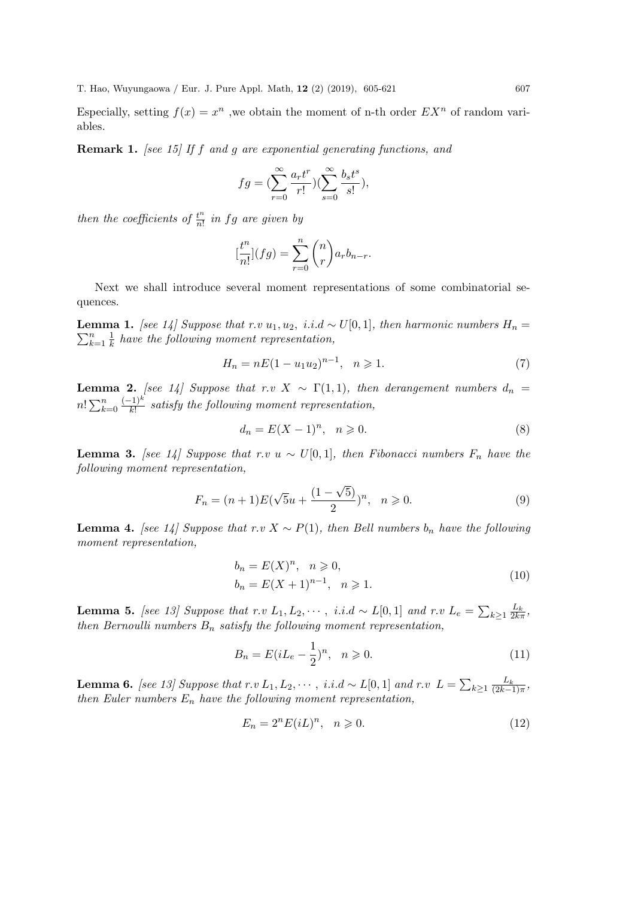Especially, setting $f(x) = x^n$ ,we obtain the moment of n-th order $EX^n$ of random variables.

**Remark 1.** *[see 15] If $f$ and $g$ are exponential generating functions, and*

$$fg = (\sum_{r=0}^{\infty} \frac{a_r t^r}{r!})(\sum_{s=0}^{\infty} \frac{b_s t^s}{s!}),$$

*then the coefficients of $\frac{t^n}{n!}$ in $fg$ are given by*

$$[\frac{t^n}{n!}](fg) = \sum_{r=0}^{n} \binom{n}{r} a_r b_{n-r}.$$

Next we shall introduce several moment representations of some combinatorial sequences.

**Lemma 1.** *[see 14] Suppose that r.v $u_1, u_2$, i.i.d $\sim U[0,1]$, then harmonic numbers $H_n = \sum_{k=1}^{n} \frac{1}{k}$ have the following moment representation,*

$$H_n = nE(1 - u_1 u_2)^{n-1}, \quad n \geqslant 1. \tag{7}$$

**Lemma 2.** *[see 14] Suppose that r.v $X \sim \Gamma(1,1)$, then derangement numbers $d_n = n! \sum_{k=0}^{n} \frac{(-1)^k}{k!}$ satisfy the following moment representation,*

$$d_n = E(X - 1)^n, \quad n \geqslant 0. \tag{8}$$

**Lemma 3.** *[see 14] Suppose that r.v $u \sim U[0,1]$, then Fibonacci numbers $F_n$ have the following moment representation,*

$$F_n = (n+1)E(\sqrt{5}u + \frac{(1-\sqrt{5})}{2})^n, \quad n \geqslant 0. \tag{9}$$

**Lemma 4.** *[see 14] Suppose that r.v $X \sim P(1)$, then Bell numbers $b_n$ have the following moment representation,*

$$\begin{aligned} b_n &= E(X)^n, \quad n \geqslant 0, \\ b_n &= E(X+1)^{n-1}, \quad n \geqslant 1. \end{aligned} \tag{10}$$

**Lemma 5.** *[see 13] Suppose that r.v $L_1, L_2, \cdots$, i.i.d $\sim L[0,1]$ and r.v $L_e = \sum_{k\geq 1} \frac{L_k}{2k\pi}$, then Bernoulli numbers $B_n$ satisfy the following moment representation,*

$$B_n = E(iL_e - \frac{1}{2})^n, \quad n \geqslant 0. \tag{11}$$

**Lemma 6.** *[see 13] Suppose that r.v $L_1, L_2, \cdots$, i.i.d $\sim L[0,1]$ and r.v $L = \sum_{k\geq 1} \frac{L_k}{(2k-1)\pi}$, then Euler numbers $E_n$ have the following moment representation,*

$$E_n = 2^n E(iL)^n, \quad n \geqslant 0. \tag{12}$$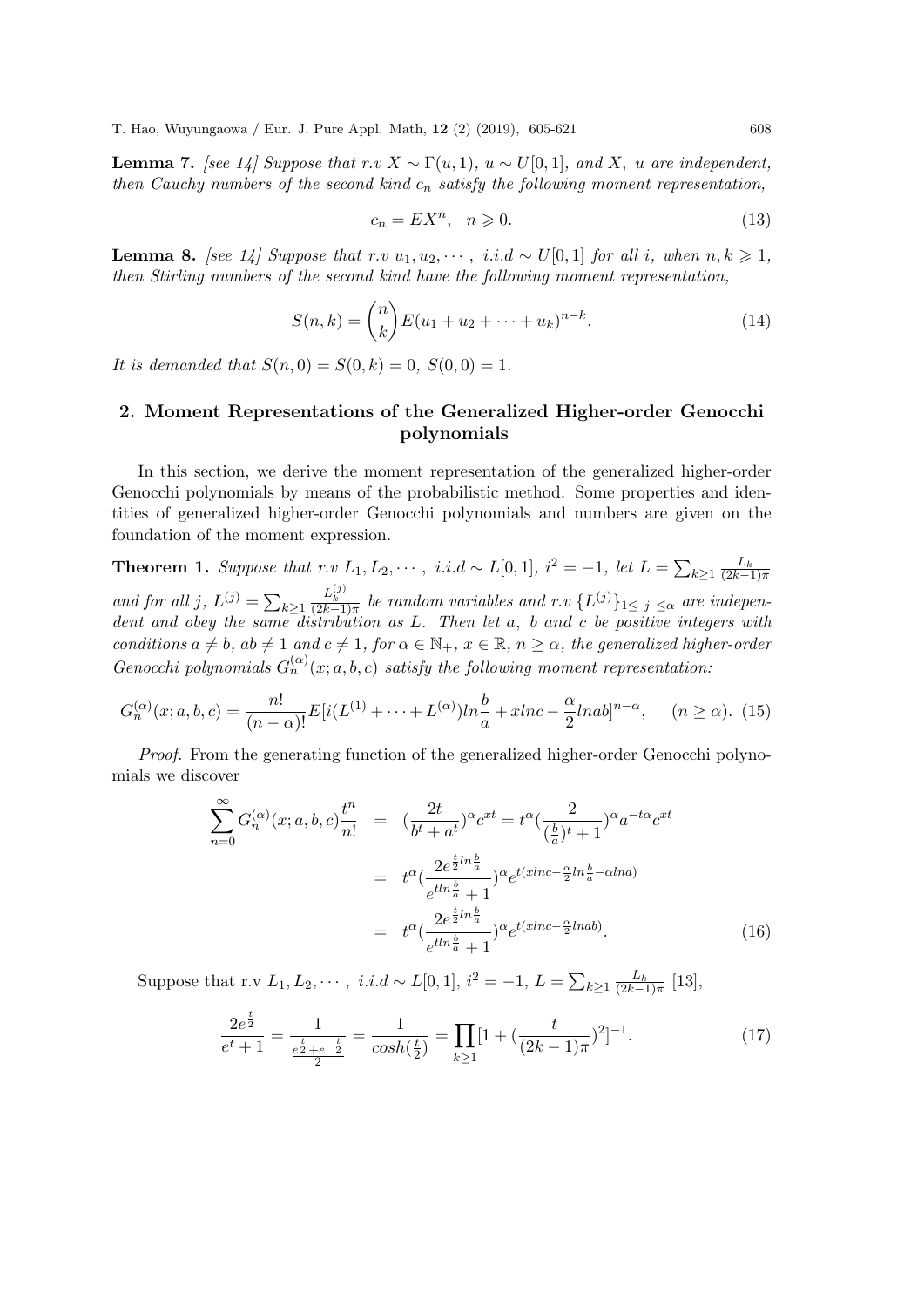**Lemma 7.** *[see 14] Suppose that r.v $X \sim \Gamma(u, 1)$, $u \sim U[0, 1]$, and $X$, $u$ are independent, then Cauchy numbers of the second kind $c_n$ satisfy the following moment representation,*

$$c_n = EX^n, \quad n \geqslant 0. \tag{13}$$

**Lemma 8.** *[see 14] Suppose that r.v $u_1, u_2, \cdots$, i.i.d $\sim U[0, 1]$ for all $i$, when $n, k \geqslant 1$, then Stirling numbers of the second kind have the following moment representation,*

$$S(n, k) = \binom{n}{k} E(u_1 + u_2 + \cdots + u_k)^{n-k}. \tag{14}$$

*It is demanded that $S(n, 0) = S(0, k) = 0$, $S(0, 0) = 1$.*

## 2. Moment Representations of the Generalized Higher-order Genocchi polynomials

In this section, we derive the moment representation of the generalized higher-order Genocchi polynomials by means of the probabilistic method. Some properties and identities of generalized higher-order Genocchi polynomials and numbers are given on the foundation of the moment expression.

**Theorem 1.** *Suppose that r.v $L_1, L_2, \cdots$, i.i.d $\sim L[0, 1]$, $i^2 = -1$, let $L = \sum_{k \geq 1} \frac{L_k}{(2k-1)\pi}$ and for all $j$, $L^{(j)} = \sum_{k \geq 1} \frac{L_k^{(j)}}{(2k-1)\pi}$ be random variables and r.v $\{L^{(j)}\}_{1 \leq j \leq \alpha}$ are independent and obey the same distribution as $L$. Then let $a$, $b$ and $c$ be positive integers with conditions $a \neq b$, $ab \neq 1$ and $c \neq 1$, for $\alpha \in \mathbb{N}_+$, $x \in \mathbb{R}$, $n \geq \alpha$, the generalized higher-order Genocchi polynomials $G_n^{(\alpha)}(x; a, b, c)$ satisfy the following moment representation:*

$$G_n^{(\alpha)}(x; a, b, c) = \frac{n!}{(n-\alpha)!} E[i(L^{(1)} + \cdots + L^{(\alpha)}) ln\frac{b}{a} + x lnc - \frac{\alpha}{2} lnab]^{n-\alpha}, \quad (n \geq \alpha). \tag{15}$$

*Proof.* From the generating function of the generalized higher-order Genocchi polynomials we discover

$$\begin{aligned}
\sum_{n=0}^{\infty} G_n^{(\alpha)}(x; a, b, c) \frac{t^n}{n!} &= (\frac{2t}{b^t + a^t})^\alpha c^{xt} = t^\alpha (\frac{2}{(\frac{b}{a})^t + 1})^\alpha a^{-t\alpha} c^{xt} \\
&= t^\alpha (\frac{2e^{\frac{t}{2} ln\frac{b}{a}}}{e^{t ln\frac{b}{a}} + 1})^\alpha e^{t(x lnc - \frac{\alpha}{2} ln\frac{b}{a} - \alpha lna)} \\
&= t^\alpha (\frac{2e^{\frac{t}{2} ln\frac{b}{a}}}{e^{t ln\frac{b}{a}} + 1})^\alpha e^{t(x lnc - \frac{\alpha}{2} lnab)}.
\end{aligned} \tag{16}$$

Suppose that r.v $L_1, L_2, \cdots$, i.i.d $\sim L[0, 1]$, $i^2 = -1$, $L = \sum_{k \geq 1} \frac{L_k}{(2k-1)\pi}$ [13],

$$\frac{2e^{\frac{t}{2}}}{e^t + 1} = \frac{1}{\frac{e^{\frac{t}{2}} + e^{-\frac{t}{2}}}{2}} = \frac{1}{cosh(\frac{t}{2})} = \prod_{k \geq 1} [1 + (\frac{t}{(2k-1)\pi})^2]^{-1}. \tag{17}$$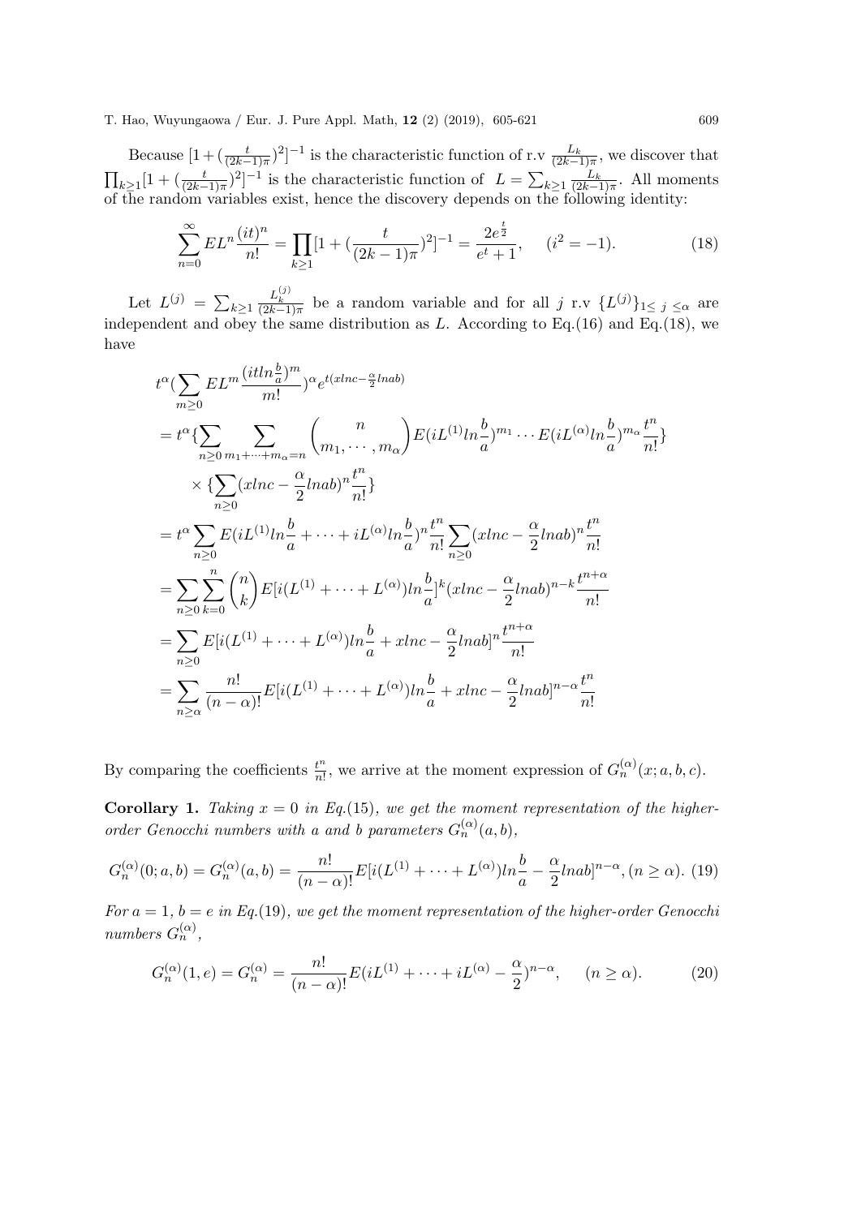Because $[1+(\frac{t}{(2k-1)\pi})^2]^{-1}$ is the characteristic function of r.v $\frac{L_k}{(2k-1)\pi}$, we discover that $\prod_{k\geq 1}[1+(\frac{t}{(2k-1)\pi})^2]^{-1}$ is the characteristic function of $L=\sum_{k\geq 1}\frac{L_k}{(2k-1)\pi}$. All moments of the random variables exist, hence the discovery depends on the following identity:

$$\sum_{n=0}^{\infty} EL^n\frac{(it)^n}{n!}=\prod_{k\geq 1}[1+(\frac{t}{(2k-1)\pi})^2]^{-1}=\frac{2e^{\frac{t}{2}}}{e^t+1},\quad (i^2=-1). \tag{18}$$

Let $L^{(j)}=\sum_{k\geq 1}\frac{L_k^{(j)}}{(2k-1)\pi}$ be a random variable and for all $j$ r.v $\{L^{(j)}\}_{1\leq\ j\ \leq\alpha}$ are independent and obey the same distribution as $L$. According to Eq.(16) and Eq.(18), we have

$$\begin{aligned}
&t^{\alpha}(\sum_{m\geq 0}EL^m\frac{(itln\frac{b}{a})^m}{m!})^{\alpha}e^{t(xlnc-\frac{\alpha}{2}lnab)}\\
&=t^{\alpha}\{\sum_{n\geq 0}\sum_{m_1+\cdots+m_\alpha=n}\binom{n}{m_1,\cdots,m_\alpha}E(iL^{(1)}ln\frac{b}{a})^{m_1}\cdots E(iL^{(\alpha)}ln\frac{b}{a})^{m_\alpha}\frac{t^n}{n!}\}\\
&\quad\times\{\sum_{n\geq 0}(xlnc-\frac{\alpha}{2}lnab)^n\frac{t^n}{n!}\}\\
&=t^{\alpha}\sum_{n\geq 0}E(iL^{(1)}ln\frac{b}{a}+\cdots+iL^{(\alpha)}ln\frac{b}{a})^n\frac{t^n}{n!}\sum_{n\geq 0}(xlnc-\frac{\alpha}{2}lnab)^n\frac{t^n}{n!}\\
&=\sum_{n\geq 0}\sum_{k=0}^{n}\binom{n}{k}E[i(L^{(1)}+\cdots+L^{(\alpha)})ln\frac{b}{a}]^k(xlnc-\frac{\alpha}{2}lnab)^{n-k}\frac{t^{n+\alpha}}{n!}\\
&=\sum_{n\geq 0}E[i(L^{(1)}+\cdots+L^{(\alpha)})ln\frac{b}{a}+xlnc-\frac{\alpha}{2}lnab]^n\frac{t^{n+\alpha}}{n!}\\
&=\sum_{n\geq\alpha}\frac{n!}{(n-\alpha)!}E[i(L^{(1)}+\cdots+L^{(\alpha)})ln\frac{b}{a}+xlnc-\frac{\alpha}{2}lnab]^{n-\alpha}\frac{t^n}{n!}
\end{aligned}$$

By comparing the coefficients $\frac{t^n}{n!}$, we arrive at the moment expression of $G_n^{(\alpha)}(x;a,b,c)$.

**Corollary 1.** *Taking $x=0$ in Eq.(15), we get the moment representation of the higher-order Genocchi numbers with $a$ and $b$ parameters $G_n^{(\alpha)}(a,b)$,*

$$G_n^{(\alpha)}(0;a,b)=G_n^{(\alpha)}(a,b)=\frac{n!}{(n-\alpha)!}E[i(L^{(1)}+\cdots+L^{(\alpha)})ln\frac{b}{a}-\frac{\alpha}{2}lnab]^{n-\alpha},(n\geq\alpha). \tag{19}$$

*For $a=1$, $b=e$ in Eq.(19), we get the moment representation of the higher-order Genocchi numbers $G_n^{(\alpha)}$,*

$$G_n^{(\alpha)}(1,e)=G_n^{(\alpha)}=\frac{n!}{(n-\alpha)!}E(iL^{(1)}+\cdots+iL^{(\alpha)}-\frac{\alpha}{2})^{n-\alpha},\quad (n\geq\alpha). \tag{20}$$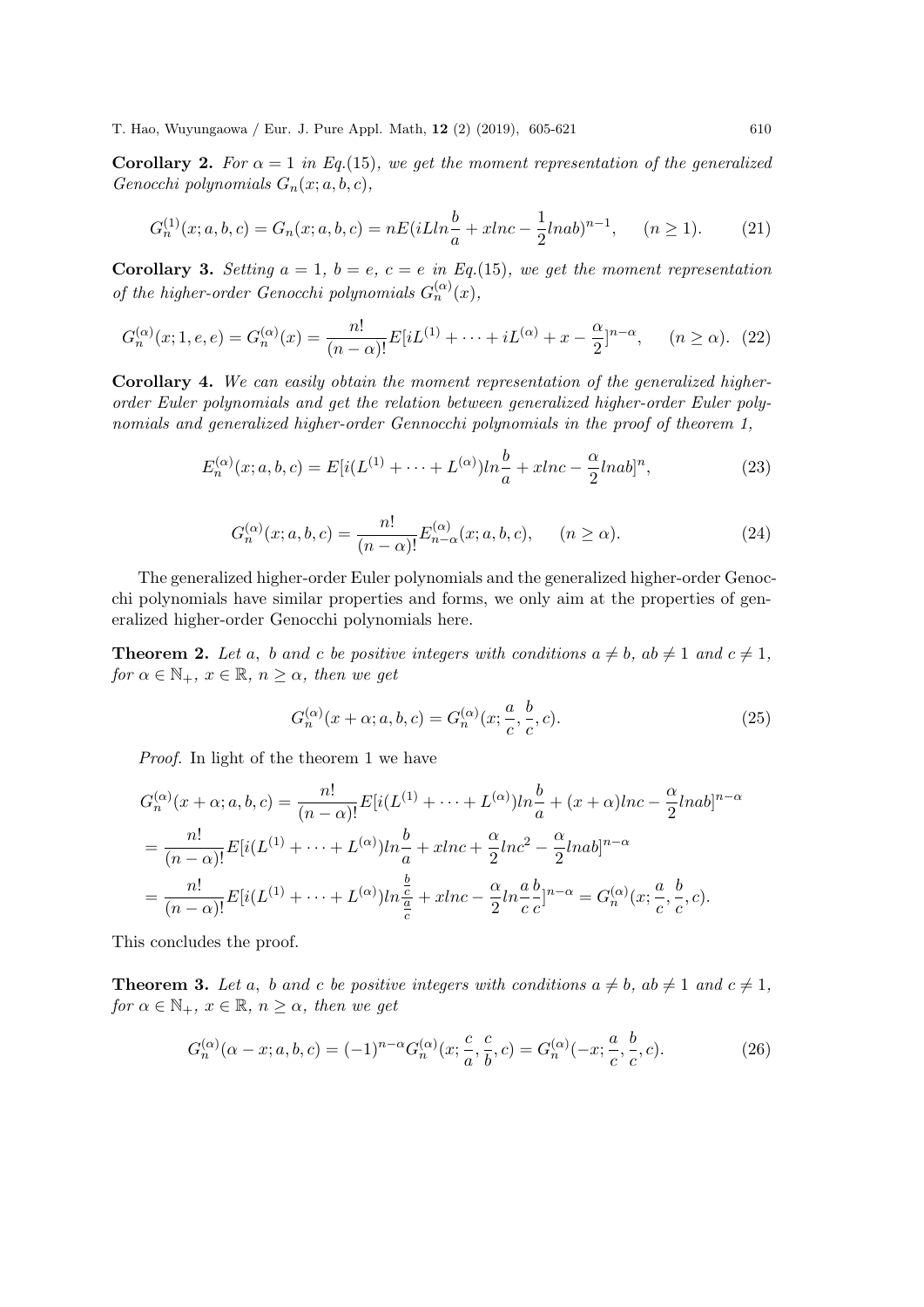**Corollary 2.** *For $\alpha = 1$ in Eq.(15), we get the moment representation of the generalized Genocchi polynomials $G_n(x; a, b, c)$,*

$$G_n^{(1)}(x; a, b, c) = G_n(x; a, b, c) = nE(iLln\frac{b}{a} + xlnc - \frac{1}{2}lnab)^{n-1}, \quad (n \geq 1). \tag{21}$$

**Corollary 3.** *Setting $a = 1$, $b = e$, $c = e$ in Eq.(15), we get the moment representation of the higher-order Genocchi polynomials $G_n^{(\alpha)}(x)$,*

$$G_n^{(\alpha)}(x; 1, e, e) = G_n^{(\alpha)}(x) = \frac{n!}{(n-\alpha)!}E[iL^{(1)} + \cdots + iL^{(\alpha)} + x - \frac{\alpha}{2}]^{n-\alpha}, \quad (n \geq \alpha). \tag{22}$$

**Corollary 4.** *We can easily obtain the moment representation of the generalized higher-order Euler polynomials and get the relation between generalized higher-order Euler polynomials and generalized higher-order Gennocchi polynomials in the proof of theorem 1,*

$$E_n^{(\alpha)}(x; a, b, c) = E[i(L^{(1)} + \cdots + L^{(\alpha)})ln\frac{b}{a} + xlnc - \frac{\alpha}{2}lnab]^n, \tag{23}$$

$$G_n^{(\alpha)}(x; a, b, c) = \frac{n!}{(n-\alpha)!}E_{n-\alpha}^{(\alpha)}(x; a, b, c), \quad (n \geq \alpha). \tag{24}$$

The generalized higher-order Euler polynomials and the generalized higher-order Genocchi polynomials have similar properties and forms, we only aim at the properties of generalized higher-order Genocchi polynomials here.

**Theorem 2.** *Let $a$, $b$ and $c$ be positive integers with conditions $a \neq b$, $ab \neq 1$ and $c \neq 1$, for $\alpha \in \mathbb{N}_+$, $x \in \mathbb{R}$, $n \geq \alpha$, then we get*

$$G_n^{(\alpha)}(x + \alpha; a, b, c) = G_n^{(\alpha)}(x; \frac{a}{c}, \frac{b}{c}, c). \tag{25}$$

*Proof.* In light of the theorem 1 we have

$$\begin{aligned}
G_n^{(\alpha)}(x + \alpha; a, b, c) &= \frac{n!}{(n-\alpha)!}E[i(L^{(1)} + \cdots + L^{(\alpha)})ln\frac{b}{a} + (x + \alpha)lnc - \frac{\alpha}{2}lnab]^{n-\alpha} \\
&= \frac{n!}{(n-\alpha)!}E[i(L^{(1)} + \cdots + L^{(\alpha)})ln\frac{b}{a} + xlnc + \frac{\alpha}{2}lnc^2 - \frac{\alpha}{2}lnab]^{n-\alpha} \\
&= \frac{n!}{(n-\alpha)!}E[i(L^{(1)} + \cdots + L^{(\alpha)})ln\frac{\frac{b}{c}}{\frac{a}{c}} + xlnc - \frac{\alpha}{2}ln\frac{a}{c}\frac{b}{c}]^{n-\alpha} = G_n^{(\alpha)}(x; \frac{a}{c}, \frac{b}{c}, c).
\end{aligned}$$

This concludes the proof.

**Theorem 3.** *Let $a$, $b$ and $c$ be positive integers with conditions $a \neq b$, $ab \neq 1$ and $c \neq 1$, for $\alpha \in \mathbb{N}_+$, $x \in \mathbb{R}$, $n \geq \alpha$, then we get*

$$G_n^{(\alpha)}(\alpha - x; a, b, c) = (-1)^{n-\alpha}G_n^{(\alpha)}(x; \frac{c}{a}, \frac{c}{b}, c) = G_n^{(\alpha)}(-x; \frac{a}{c}, \frac{b}{c}, c). \tag{26}$$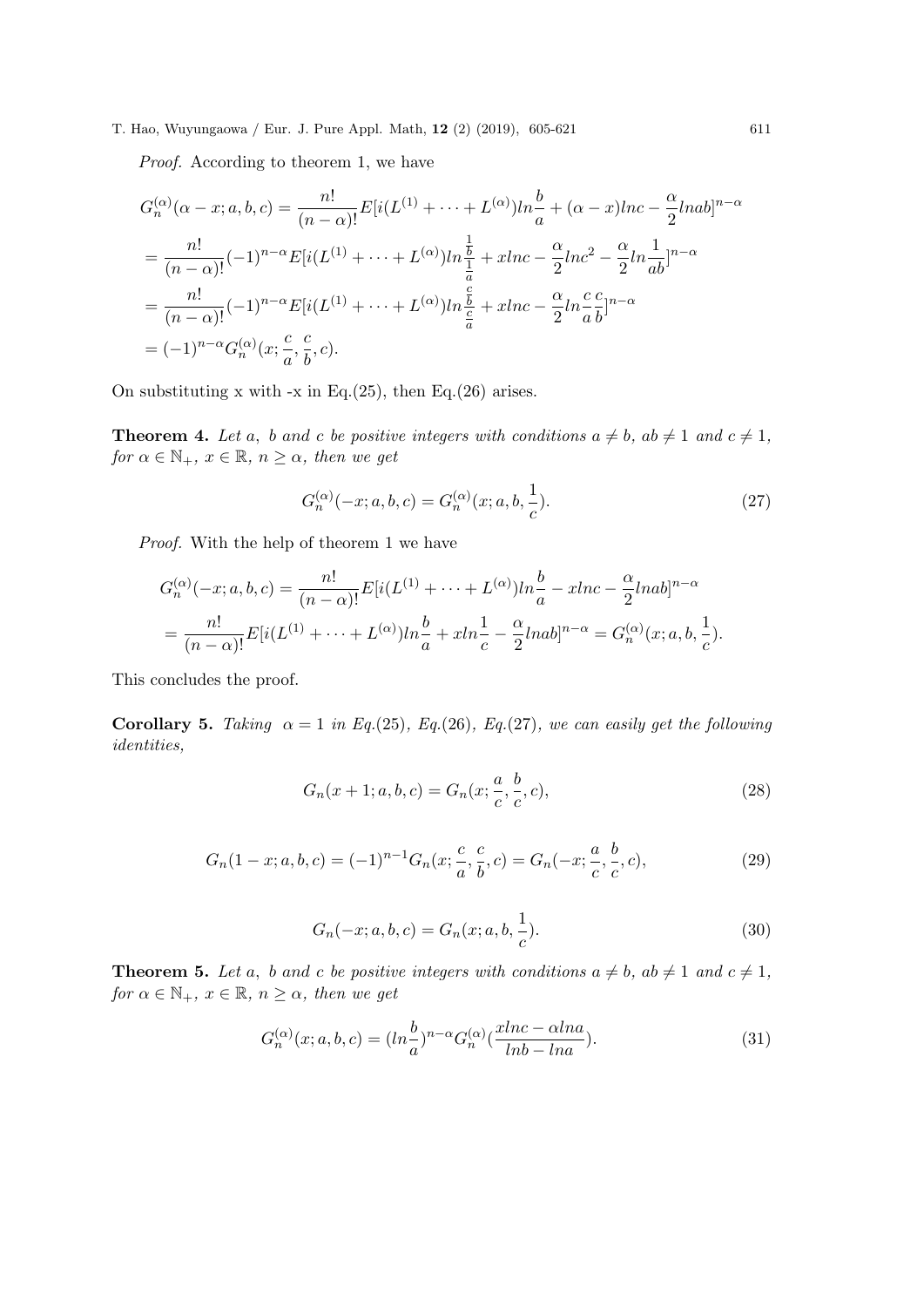*Proof.* According to theorem 1, we have

$$G_n^{(\alpha)}(\alpha - x; a, b, c) = \frac{n!}{(n-\alpha)!}E[i(L^{(1)} + \cdots + L^{(\alpha)})ln\frac{b}{a} + (\alpha - x)lnc - \frac{\alpha}{2}lnab]^{n-\alpha}$$
$$= \frac{n!}{(n-\alpha)!}(-1)^{n-\alpha}E[i(L^{(1)} + \cdots + L^{(\alpha)})ln\frac{\frac{1}{b}}{\frac{1}{a}} + xlnc - \frac{\alpha}{2}lnc^2 - \frac{\alpha}{2}ln\frac{1}{ab}]^{n-\alpha}$$
$$= \frac{n!}{(n-\alpha)!}(-1)^{n-\alpha}E[i(L^{(1)} + \cdots + L^{(\alpha)})ln\frac{\frac{c}{b}}{\frac{c}{a}} + xlnc - \frac{\alpha}{2}ln\frac{c}{a}\frac{c}{b}]^{n-\alpha}$$
$$= (-1)^{n-\alpha}G_n^{(\alpha)}(x; \frac{c}{a}, \frac{c}{b}, c).$$

On substituting x with -x in Eq.(25), then Eq.(26) arises.

**Theorem 4.** *Let* $a$, $b$ *and* $c$ *be positive integers with conditions* $a \neq b$, $ab \neq 1$ *and* $c \neq 1$, *for* $\alpha \in \mathbb{N}_+$, $x \in \mathbb{R}$, $n \geq \alpha$, *then we get*

$$G_n^{(\alpha)}(-x; a, b, c) = G_n^{(\alpha)}(x; a, b, \frac{1}{c}). \tag{27}$$

*Proof.* With the help of theorem 1 we have

$$G_n^{(\alpha)}(-x; a, b, c) = \frac{n!}{(n-\alpha)!}E[i(L^{(1)} + \cdots + L^{(\alpha)})ln\frac{b}{a} - xlnc - \frac{\alpha}{2}lnab]^{n-\alpha}$$
$$= \frac{n!}{(n-\alpha)!}E[i(L^{(1)} + \cdots + L^{(\alpha)})ln\frac{b}{a} + xln\frac{1}{c} - \frac{\alpha}{2}lnab]^{n-\alpha} = G_n^{(\alpha)}(x; a, b, \frac{1}{c}).$$

This concludes the proof.

**Corollary 5.** *Taking* $\alpha = 1$ *in Eq.(25), Eq.(26), Eq.(27), we can easily get the following identities,*

$$G_n(x+1; a, b, c) = G_n(x; \frac{a}{c}, \frac{b}{c}, c), \tag{28}$$

$$G_n(1-x; a, b, c) = (-1)^{n-1}G_n(x; \frac{c}{a}, \frac{c}{b}, c) = G_n(-x; \frac{a}{c}, \frac{b}{c}, c), \tag{29}$$

$$G_n(-x; a, b, c) = G_n(x; a, b, \frac{1}{c}). \tag{30}$$

**Theorem 5.** *Let* $a$, $b$ *and* $c$ *be positive integers with conditions* $a \neq b$, $ab \neq 1$ *and* $c \neq 1$, *for* $\alpha \in \mathbb{N}_+$, $x \in \mathbb{R}$, $n \geq \alpha$, *then we get*

$$G_n^{(\alpha)}(x; a, b, c) = (ln\frac{b}{a})^{n-\alpha}G_n^{(\alpha)}(\frac{xlnc - \alpha lna}{lnb - lna}). \tag{31}$$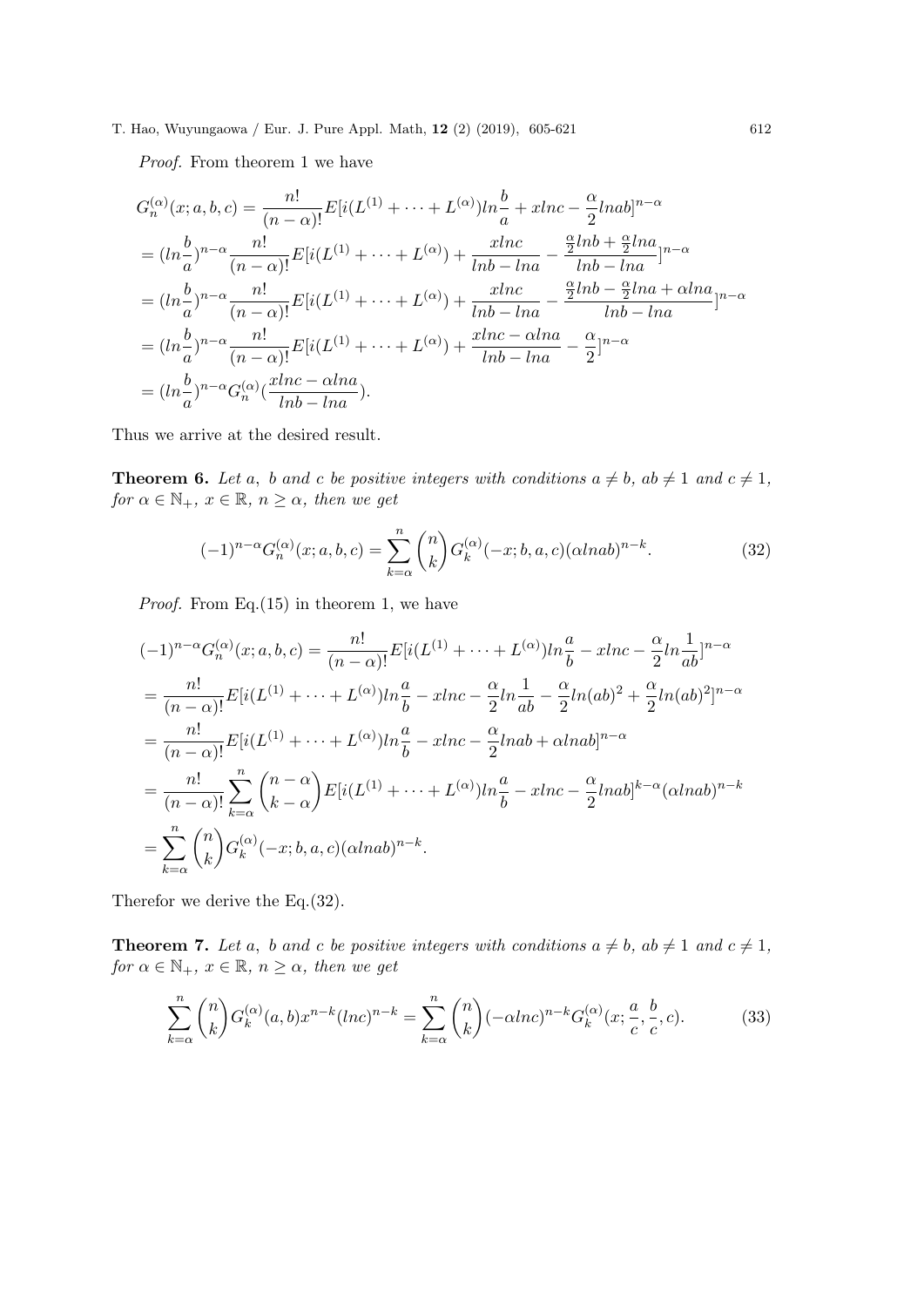*Proof.* From theorem 1 we have

$$
\begin{aligned}
G_n^{(\alpha)}(x;a,b,c) &= \frac{n!}{(n-\alpha)!}E[i(L^{(1)}+\cdots+L^{(\alpha)})ln\frac{b}{a}+xlnc-\frac{\alpha}{2}lnab]^{n-\alpha} \\
&= (ln\frac{b}{a})^{n-\alpha}\frac{n!}{(n-\alpha)!}E[i(L^{(1)}+\cdots+L^{(\alpha)})+\frac{xlnc}{lnb-lna}-\frac{\frac{\alpha}{2}lnb+\frac{\alpha}{2}lna}{lnb-lna}]^{n-\alpha} \\
&= (ln\frac{b}{a})^{n-\alpha}\frac{n!}{(n-\alpha)!}E[i(L^{(1)}+\cdots+L^{(\alpha)})+\frac{xlnc}{lnb-lna}-\frac{\frac{\alpha}{2}lnb-\frac{\alpha}{2}lna+\alpha lna}{lnb-lna}]^{n-\alpha} \\
&= (ln\frac{b}{a})^{n-\alpha}\frac{n!}{(n-\alpha)!}E[i(L^{(1)}+\cdots+L^{(\alpha)})+\frac{xlnc-\alpha lna}{lnb-lna}-\frac{\alpha}{2}]^{n-\alpha} \\
&= (ln\frac{b}{a})^{n-\alpha}G_n^{(\alpha)}(\frac{xlnc-\alpha lna}{lnb-lna}).
\end{aligned}
$$

Thus we arrive at the desired result.

**Theorem 6.** *Let $a$, $b$ and $c$ be positive integers with conditions $a \neq b$, $ab \neq 1$ and $c \neq 1$, for $\alpha \in \mathbb{N}_+$, $x \in \mathbb{R}$, $n \geq \alpha$, then we get*

$$
(-1)^{n-\alpha}G_n^{(\alpha)}(x;a,b,c) = \sum_{k=\alpha}^{n}\binom{n}{k}G_k^{(\alpha)}(-x;b,a,c)(\alpha lnab)^{n-k}. \tag{32}
$$

*Proof.* From Eq.(15) in theorem 1, we have

$$
\begin{aligned}
(-1)^{n-\alpha}G_n^{(\alpha)}(x;a,b,c) &= \frac{n!}{(n-\alpha)!}E[i(L^{(1)}+\cdots+L^{(\alpha)})ln\frac{a}{b}-xlnc-\frac{\alpha}{2}ln\frac{1}{ab}]^{n-\alpha} \\
&= \frac{n!}{(n-\alpha)!}E[i(L^{(1)}+\cdots+L^{(\alpha)})ln\frac{a}{b}-xlnc-\frac{\alpha}{2}ln\frac{1}{ab}-\frac{\alpha}{2}ln(ab)^2+\frac{\alpha}{2}ln(ab)^2]^{n-\alpha} \\
&= \frac{n!}{(n-\alpha)!}E[i(L^{(1)}+\cdots+L^{(\alpha)})ln\frac{a}{b}-xlnc-\frac{\alpha}{2}lnab+\alpha lnab]^{n-\alpha} \\
&= \frac{n!}{(n-\alpha)!}\sum_{k=\alpha}^{n}\binom{n-\alpha}{k-\alpha}E[i(L^{(1)}+\cdots+L^{(\alpha)})ln\frac{a}{b}-xlnc-\frac{\alpha}{2}lnab]^{k-\alpha}(\alpha lnab)^{n-k} \\
&= \sum_{k=\alpha}^{n}\binom{n}{k}G_k^{(\alpha)}(-x;b,a,c)(\alpha lnab)^{n-k}.
\end{aligned}
$$

Therefor we derive the Eq.(32).

**Theorem 7.** *Let $a$, $b$ and $c$ be positive integers with conditions $a \neq b$, $ab \neq 1$ and $c \neq 1$, for $\alpha \in \mathbb{N}_+$, $x \in \mathbb{R}$, $n \geq \alpha$, then we get*

$$
\sum_{k=\alpha}^{n}\binom{n}{k}G_k^{(\alpha)}(a,b)x^{n-k}(lnc)^{n-k} = \sum_{k=\alpha}^{n}\binom{n}{k}(-\alpha lnc)^{n-k}G_k^{(\alpha)}(x;\frac{a}{c},\frac{b}{c},c). \tag{33}
$$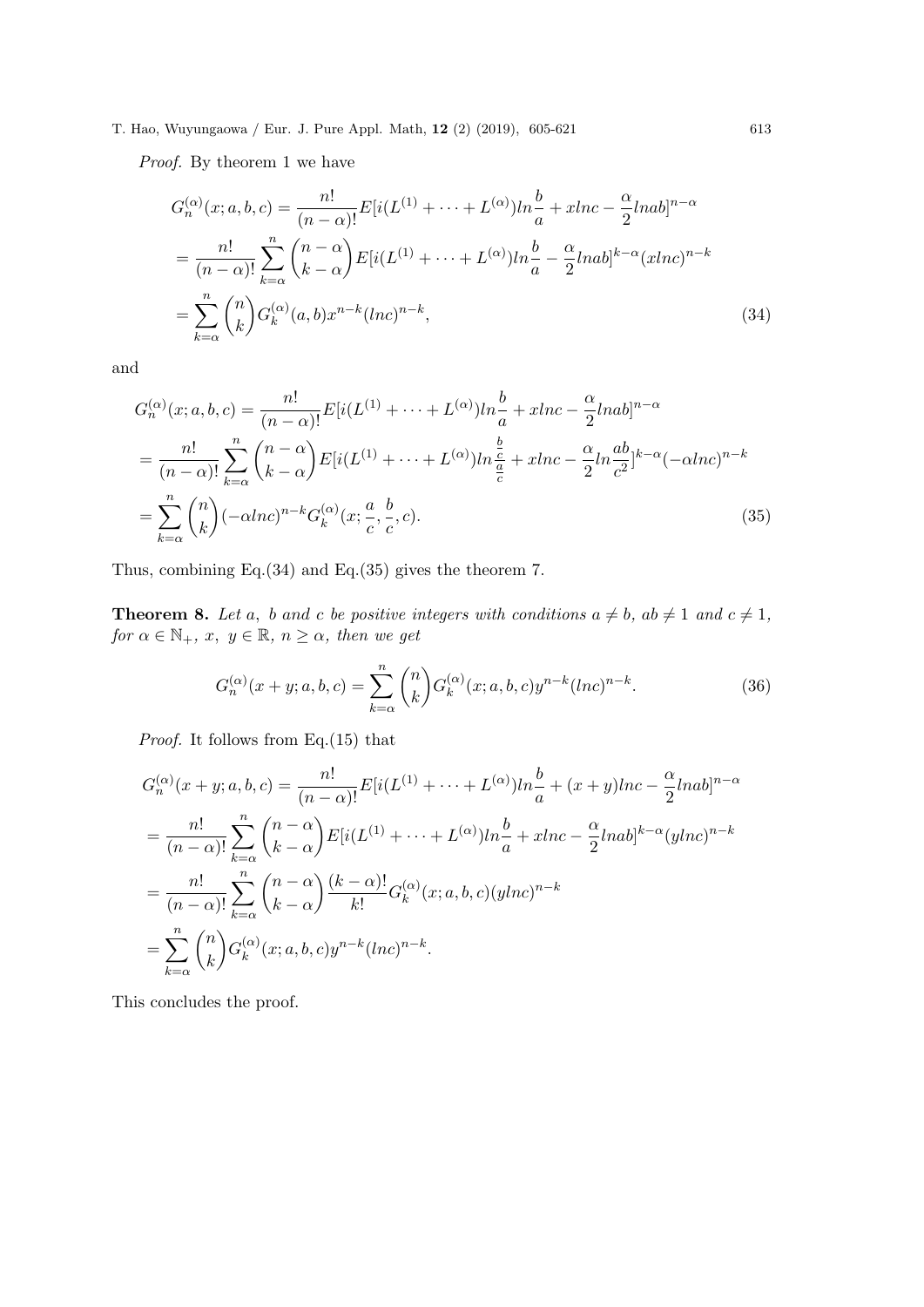*Proof.* By theorem 1 we have

$$
\begin{aligned}
&G_n^{(\alpha)}(x;a,b,c) = \frac{n!}{(n-\alpha)!}E[i(L^{(1)}+\cdots+L^{(\alpha)})ln\frac{b}{a}+xlnc-\frac{\alpha}{2}lnab]^{n-\alpha} \\
&= \frac{n!}{(n-\alpha)!}\sum_{k=\alpha}^{n}\binom{n-\alpha}{k-\alpha}E[i(L^{(1)}+\cdots+L^{(\alpha)})ln\frac{b}{a}-\frac{\alpha}{2}lnab]^{k-\alpha}(xlnc)^{n-k} \\
&= \sum_{k=\alpha}^{n}\binom{n}{k}G_k^{(\alpha)}(a,b)x^{n-k}(lnc)^{n-k}, \qquad (34)
\end{aligned}
$$

and

$$
\begin{aligned}
&G_n^{(\alpha)}(x;a,b,c) = \frac{n!}{(n-\alpha)!}E[i(L^{(1)}+\cdots+L^{(\alpha)})ln\frac{b}{a}+xlnc-\frac{\alpha}{2}lnab]^{n-\alpha} \\
&= \frac{n!}{(n-\alpha)!}\sum_{k=\alpha}^{n}\binom{n-\alpha}{k-\alpha}E[i(L^{(1)}+\cdots+L^{(\alpha)})ln\frac{\frac{b}{c}}{\frac{a}{c}}+xlnc-\frac{\alpha}{2}ln\frac{ab}{c^2}]^{k-\alpha}(-\alpha lnc)^{n-k} \\
&= \sum_{k=\alpha}^{n}\binom{n}{k}(-\alpha lnc)^{n-k}G_k^{(\alpha)}(x;\frac{a}{c},\frac{b}{c},c). \qquad (35)
\end{aligned}
$$

Thus, combining Eq.(34) and Eq.(35) gives the theorem 7.

**Theorem 8.** *Let $a$, $b$ and $c$ be positive integers with conditions $a \neq b$, $ab \neq 1$ and $c \neq 1$, for $\alpha \in \mathbb{N}_+$, $x$, $y \in \mathbb{R}$, $n \geq \alpha$, then we get*

$$
G_n^{(\alpha)}(x+y;a,b,c) = \sum_{k=\alpha}^{n}\binom{n}{k}G_k^{(\alpha)}(x;a,b,c)y^{n-k}(lnc)^{n-k}. \qquad (36)
$$

*Proof.* It follows from Eq.(15) that

$$
\begin{aligned}
&G_n^{(\alpha)}(x+y;a,b,c) = \frac{n!}{(n-\alpha)!}E[i(L^{(1)}+\cdots+L^{(\alpha)})ln\frac{b}{a}+(x+y)lnc-\frac{\alpha}{2}lnab]^{n-\alpha} \\
&= \frac{n!}{(n-\alpha)!}\sum_{k=\alpha}^{n}\binom{n-\alpha}{k-\alpha}E[i(L^{(1)}+\cdots+L^{(\alpha)})ln\frac{b}{a}+xlnc-\frac{\alpha}{2}lnab]^{k-\alpha}(ylnc)^{n-k} \\
&= \frac{n!}{(n-\alpha)!}\sum_{k=\alpha}^{n}\binom{n-\alpha}{k-\alpha}\frac{(k-\alpha)!}{k!}G_k^{(\alpha)}(x;a,b,c)(ylnc)^{n-k} \\
&= \sum_{k=\alpha}^{n}\binom{n}{k}G_k^{(\alpha)}(x;a,b,c)y^{n-k}(lnc)^{n-k}.
\end{aligned}
$$

This concludes the proof.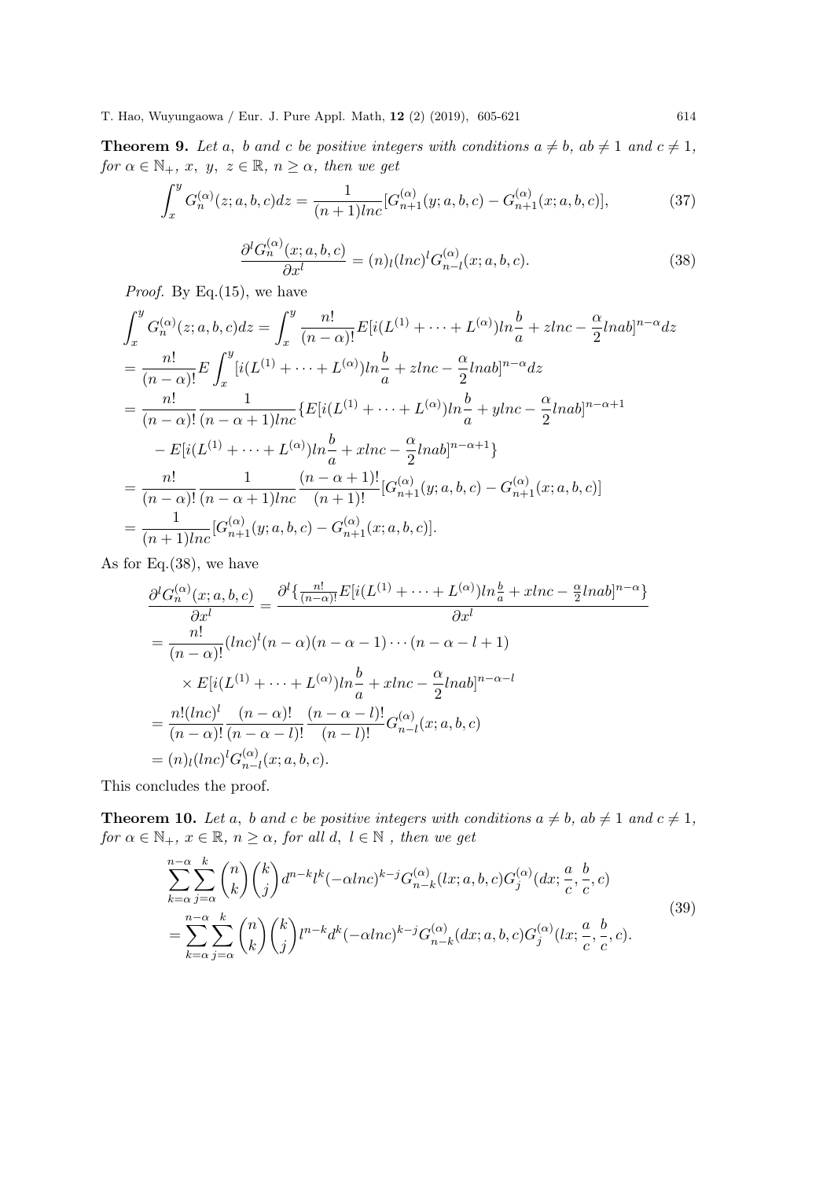**Theorem 9.** *Let $a$, $b$ and $c$ be positive integers with conditions $a \neq b$, $ab \neq 1$ and $c \neq 1$, for $\alpha \in \mathbb{N}_+$, $x$, $y$, $z \in \mathbb{R}$, $n \geq \alpha$, then we get*

$$\int_x^y G_n^{(\alpha)}(z;a,b,c)dz = \frac{1}{(n+1)lnc}[G_{n+1}^{(\alpha)}(y;a,b,c) - G_{n+1}^{(\alpha)}(x;a,b,c)], \tag{37}$$

$$\frac{\partial^l G_n^{(\alpha)}(x;a,b,c)}{\partial x^l} = (n)_l (lnc)^l G_{n-l}^{(\alpha)}(x;a,b,c). \tag{38}$$

*Proof.* By Eq.(15), we have

$$\begin{aligned}
&\int_x^y G_n^{(\alpha)}(z;a,b,c)dz = \int_x^y \frac{n!}{(n-\alpha)!} E[i(L^{(1)} + \cdots + L^{(\alpha)})ln\frac{b}{a} + zlnc - \frac{\alpha}{2}lnab]^{n-\alpha} dz \\
&= \frac{n!}{(n-\alpha)!} E \int_x^y [i(L^{(1)} + \cdots + L^{(\alpha)})ln\frac{b}{a} + zlnc - \frac{\alpha}{2}lnab]^{n-\alpha} dz \\
&= \frac{n!}{(n-\alpha)!} \frac{1}{(n-\alpha+1)lnc} \{E[i(L^{(1)} + \cdots + L^{(\alpha)})ln\frac{b}{a} + ylnc - \frac{\alpha}{2}lnab]^{n-\alpha+1} \\
&\quad - E[i(L^{(1)} + \cdots + L^{(\alpha)})ln\frac{b}{a} + xlnc - \frac{\alpha}{2}lnab]^{n-\alpha+1}\} \\
&= \frac{n!}{(n-\alpha)!} \frac{1}{(n-\alpha+1)lnc} \frac{(n-\alpha+1)!}{(n+1)!} [G_{n+1}^{(\alpha)}(y;a,b,c) - G_{n+1}^{(\alpha)}(x;a,b,c)] \\
&= \frac{1}{(n+1)lnc}[G_{n+1}^{(\alpha)}(y;a,b,c) - G_{n+1}^{(\alpha)}(x;a,b,c)].
\end{aligned}$$

As for Eq.(38), we have

$$\begin{aligned}
&\frac{\partial^l G_n^{(\alpha)}(x;a,b,c)}{\partial x^l} = \frac{\partial^l \{\frac{n!}{(n-\alpha)!} E[i(L^{(1)} + \cdots + L^{(\alpha)})ln\frac{b}{a} + xlnc - \frac{\alpha}{2}lnab]^{n-\alpha}\}}{\partial x^l} \\
&= \frac{n!}{(n-\alpha)!} (lnc)^l (n-\alpha)(n-\alpha-1)\cdots(n-\alpha-l+1) \\
&\quad \times E[i(L^{(1)} + \cdots + L^{(\alpha)})ln\frac{b}{a} + xlnc - \frac{\alpha}{2}lnab]^{n-\alpha-l} \\
&= \frac{n!(lnc)^l}{(n-\alpha)!} \frac{(n-\alpha)!}{(n-\alpha-l)!} \frac{(n-\alpha-l)!}{(n-l)!} G_{n-l}^{(\alpha)}(x;a,b,c) \\
&= (n)_l (lnc)^l G_{n-l}^{(\alpha)}(x;a,b,c).
\end{aligned}$$

This concludes the proof.

**Theorem 10.** *Let $a$, $b$ and $c$ be positive integers with conditions $a \neq b$, $ab \neq 1$ and $c \neq 1$, for $\alpha \in \mathbb{N}_+$, $x \in \mathbb{R}$, $n \geq \alpha$, for all $d$, $l \in \mathbb{N}$ , then we get*

$$\begin{aligned}
&\sum_{k=\alpha}^{n-\alpha} \sum_{j=\alpha}^{k} \binom{n}{k} \binom{k}{j} d^{n-k} l^k (-\alpha lnc)^{k-j} G_{n-k}^{(\alpha)}(lx;a,b,c) G_j^{(\alpha)}(dx;\frac{a}{c},\frac{b}{c},c) \\
&= \sum_{k=\alpha}^{n-\alpha} \sum_{j=\alpha}^{k} \binom{n}{k} \binom{k}{j} l^{n-k} d^k (-\alpha lnc)^{k-j} G_{n-k}^{(\alpha)}(dx;a,b,c) G_j^{(\alpha)}(lx;\frac{a}{c},\frac{b}{c},c).
\end{aligned} \tag{39}$$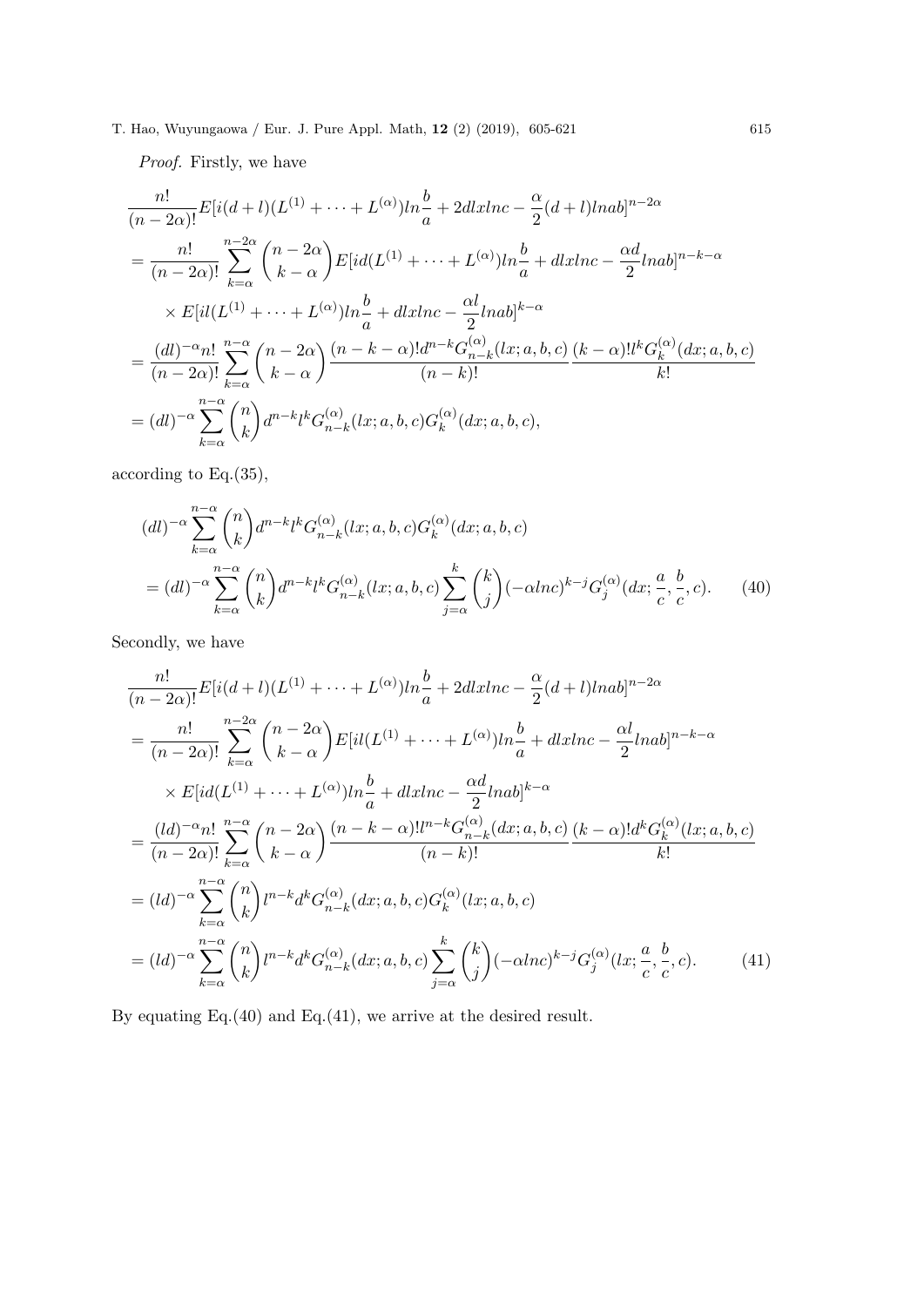*Proof.* Firstly, we have

$$
\begin{aligned}
&\frac{n!}{(n-2\alpha)!}E[i(d+l)(L^{(1)}+\cdots+L^{(\alpha)})ln\frac{b}{a}+2dlxlnc-\frac{\alpha}{2}(d+l)lnab]^{n-2\alpha}\\
&=\frac{n!}{(n-2\alpha)!}\sum_{k=\alpha}^{n-2\alpha}\binom{n-2\alpha}{k-\alpha}E[id(L^{(1)}+\cdots+L^{(\alpha)})ln\frac{b}{a}+dlxlnc-\frac{\alpha d}{2}lnab]^{n-k-\alpha}\\
&\quad\times E[il(L^{(1)}+\cdots+L^{(\alpha)})ln\frac{b}{a}+dlxlnc-\frac{\alpha l}{2}lnab]^{k-\alpha}\\
&=\frac{(dl)^{-\alpha}n!}{(n-2\alpha)!}\sum_{k=\alpha}^{n-\alpha}\binom{n-2\alpha}{k-\alpha}\frac{(n-k-\alpha)!d^{n-k}G_{n-k}^{(\alpha)}(lx;a,b,c)}{(n-k)!}\frac{(k-\alpha)!l^kG_k^{(\alpha)}(dx;a,b,c)}{k!}\\
&=(dl)^{-\alpha}\sum_{k=\alpha}^{n-\alpha}\binom{n}{k}d^{n-k}l^kG_{n-k}^{(\alpha)}(lx;a,b,c)G_k^{(\alpha)}(dx;a,b,c),
\end{aligned}
$$

according to Eq.(35),

$$
\begin{aligned}
&(dl)^{-\alpha}\sum_{k=\alpha}^{n-\alpha}\binom{n}{k}d^{n-k}l^kG_{n-k}^{(\alpha)}(lx;a,b,c)G_k^{(\alpha)}(dx;a,b,c)\\
&=(dl)^{-\alpha}\sum_{k=\alpha}^{n-\alpha}\binom{n}{k}d^{n-k}l^kG_{n-k}^{(\alpha)}(lx;a,b,c)\sum_{j=\alpha}^{k}\binom{k}{j}(-\alpha lnc)^{k-j}G_j^{(\alpha)}(dx;\frac{a}{c},\frac{b}{c},c). \qquad (40)
\end{aligned}
$$

Secondly, we have

$$
\begin{aligned}
&\frac{n!}{(n-2\alpha)!}E[i(d+l)(L^{(1)}+\cdots+L^{(\alpha)})ln\frac{b}{a}+2dlxlnc-\frac{\alpha}{2}(d+l)lnab]^{n-2\alpha}\\
&=\frac{n!}{(n-2\alpha)!}\sum_{k=\alpha}^{n-2\alpha}\binom{n-2\alpha}{k-\alpha}E[il(L^{(1)}+\cdots+L^{(\alpha)})ln\frac{b}{a}+dlxlnc-\frac{\alpha l}{2}lnab]^{n-k-\alpha}\\
&\quad\times E[id(L^{(1)}+\cdots+L^{(\alpha)})ln\frac{b}{a}+dlxlnc-\frac{\alpha d}{2}lnab]^{k-\alpha}\\
&=\frac{(ld)^{-\alpha}n!}{(n-2\alpha)!}\sum_{k=\alpha}^{n-\alpha}\binom{n-2\alpha}{k-\alpha}\frac{(n-k-\alpha)!l^{n-k}G_{n-k}^{(\alpha)}(dx;a,b,c)}{(n-k)!}\frac{(k-\alpha)!d^kG_k^{(\alpha)}(lx;a,b,c)}{k!}\\
&=(ld)^{-\alpha}\sum_{k=\alpha}^{n-\alpha}\binom{n}{k}l^{n-k}d^kG_{n-k}^{(\alpha)}(dx;a,b,c)G_k^{(\alpha)}(lx;a,b,c)\\
&=(ld)^{-\alpha}\sum_{k=\alpha}^{n-\alpha}\binom{n}{k}l^{n-k}d^kG_{n-k}^{(\alpha)}(dx;a,b,c)\sum_{j=\alpha}^{k}\binom{k}{j}(-\alpha lnc)^{k-j}G_j^{(\alpha)}(lx;\frac{a}{c},\frac{b}{c},c). \qquad (41)
\end{aligned}
$$

By equating Eq.(40) and Eq.(41), we arrive at the desired result.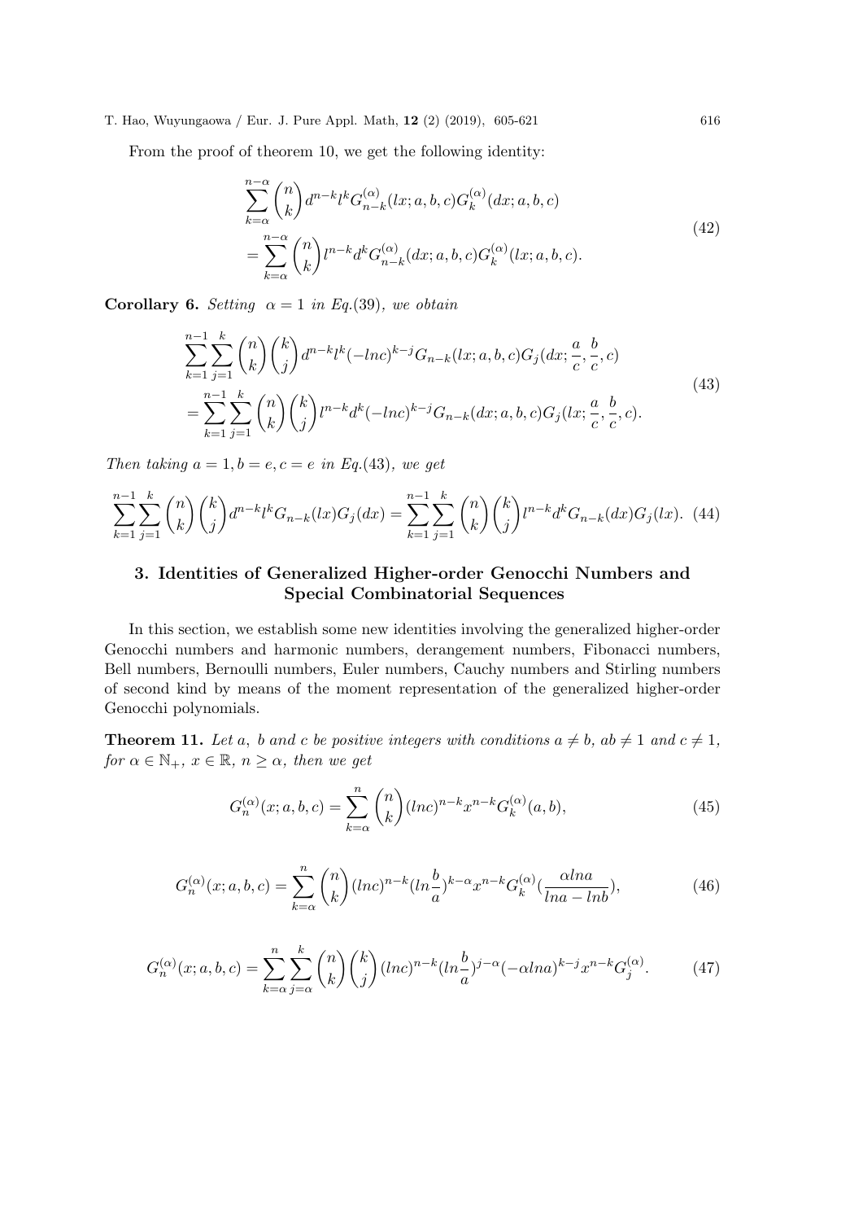From the proof of theorem 10, we get the following identity:

$$
\begin{aligned}
&\sum_{k=\alpha}^{n-\alpha} \binom{n}{k} d^{n-k} l^k G_{n-k}^{(\alpha)}(lx; a, b, c) G_k^{(\alpha)}(dx; a, b, c) \\
&= \sum_{k=\alpha}^{n-\alpha} \binom{n}{k} l^{n-k} d^k G_{n-k}^{(\alpha)}(dx; a, b, c) G_k^{(\alpha)}(lx; a, b, c).
\end{aligned} \tag{42}
$$

**Corollary 6.** *Setting $\alpha = 1$ in Eq.(39), we obtain*

$$
\begin{aligned}
&\sum_{k=1}^{n-1} \sum_{j=1}^{k} \binom{n}{k} \binom{k}{j} d^{n-k} l^k (-lnc)^{k-j} G_{n-k}(lx; a, b, c) G_j(dx; \frac{a}{c}, \frac{b}{c}, c) \\
&= \sum_{k=1}^{n-1} \sum_{j=1}^{k} \binom{n}{k} \binom{k}{j} l^{n-k} d^k (-lnc)^{k-j} G_{n-k}(dx; a, b, c) G_j(lx; \frac{a}{c}, \frac{b}{c}, c).
\end{aligned} \tag{43}
$$

*Then taking $a = 1, b = e, c = e$ in Eq.(43), we get*

$$
\sum_{k=1}^{n-1} \sum_{j=1}^{k} \binom{n}{k} \binom{k}{j} d^{n-k} l^k G_{n-k}(lx) G_j(dx) = \sum_{k=1}^{n-1} \sum_{j=1}^{k} \binom{n}{k} \binom{k}{j} l^{n-k} d^k G_{n-k}(dx) G_j(lx). \tag{44}
$$

## 3. Identities of Generalized Higher-order Genocchi Numbers and Special Combinatorial Sequences

In this section, we establish some new identities involving the generalized higher-order Genocchi numbers and harmonic numbers, derangement numbers, Fibonacci numbers, Bell numbers, Bernoulli numbers, Euler numbers, Cauchy numbers and Stirling numbers of second kind by means of the moment representation of the generalized higher-order Genocchi polynomials.

**Theorem 11.** *Let $a$, $b$ and $c$ be positive integers with conditions $a \neq b$, $ab \neq 1$ and $c \neq 1$, for $\alpha \in \mathbb{N}_+$, $x \in \mathbb{R}$, $n \geq \alpha$, then we get*

$$
G_n^{(\alpha)}(x; a, b, c) = \sum_{k=\alpha}^{n} \binom{n}{k} (lnc)^{n-k} x^{n-k} G_k^{(\alpha)}(a, b), \tag{45}
$$

$$
G_n^{(\alpha)}(x; a, b, c) = \sum_{k=\alpha}^{n} \binom{n}{k} (lnc)^{n-k} (ln\frac{b}{a})^{k-\alpha} x^{n-k} G_k^{(\alpha)}(\frac{\alpha lna}{lna - lnb}), \tag{46}
$$

$$
G_n^{(\alpha)}(x; a, b, c) = \sum_{k=\alpha}^{n} \sum_{j=\alpha}^{k} \binom{n}{k} \binom{k}{j} (lnc)^{n-k} (ln\frac{b}{a})^{j-\alpha} (-\alpha lna)^{k-j} x^{n-k} G_j^{(\alpha)}. \tag{47}
$$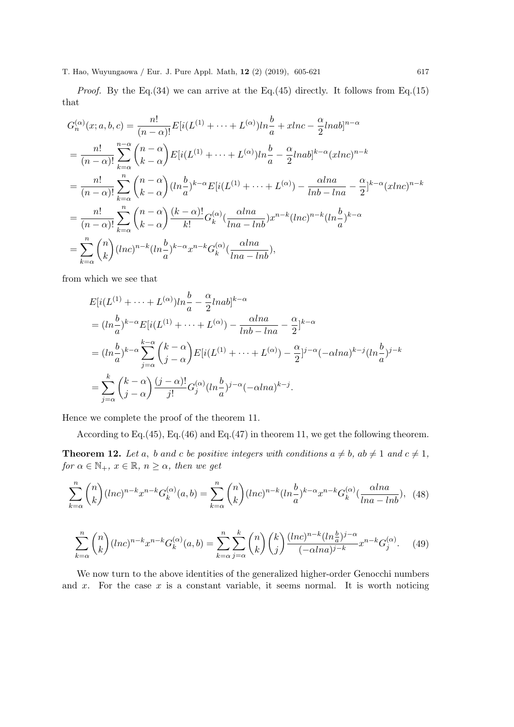*Proof.* By the Eq.(34) we can arrive at the Eq.(45) directly. It follows from Eq.(15) that

$$
\begin{aligned}
G_n^{(\alpha)}(x;a,b,c) &= \frac{n!}{(n-\alpha)!}E[i(L^{(1)}+\cdots+L^{(\alpha)})ln\frac{b}{a}+xlnc-\frac{\alpha}{2}lnab]^{n-\alpha} \\
&= \frac{n!}{(n-\alpha)!}\sum_{k=\alpha}^{n-\alpha}\binom{n-\alpha}{k-\alpha}E[i(L^{(1)}+\cdots+L^{(\alpha)})ln\frac{b}{a}-\frac{\alpha}{2}lnab]^{k-\alpha}(xlnc)^{n-k} \\
&= \frac{n!}{(n-\alpha)!}\sum_{k=\alpha}^{n}\binom{n-\alpha}{k-\alpha}(ln\frac{b}{a})^{k-\alpha}E[i(L^{(1)}+\cdots+L^{(\alpha)})-\frac{\alpha lna}{lnb-lna}-\frac{\alpha}{2}]^{k-\alpha}(xlnc)^{n-k} \\
&= \frac{n!}{(n-\alpha)!}\sum_{k=\alpha}^{n}\binom{n-\alpha}{k-\alpha}\frac{(k-\alpha)!}{k!}G_k^{(\alpha)}(\frac{\alpha lna}{lna-lnb})x^{n-k}(lnc)^{n-k}(ln\frac{b}{a})^{k-\alpha} \\
&= \sum_{k=\alpha}^{n}\binom{n}{k}(lnc)^{n-k}(ln\frac{b}{a})^{k-\alpha}x^{n-k}G_k^{(\alpha)}(\frac{\alpha lna}{lna-lnb}),
\end{aligned}
$$

from which we see that

$$
\begin{aligned}
&E[i(L^{(1)}+\cdots+L^{(\alpha)})ln\frac{b}{a}-\frac{\alpha}{2}lnab]^{k-\alpha} \\
&= (ln\frac{b}{a})^{k-\alpha}E[i(L^{(1)}+\cdots+L^{(\alpha)})-\frac{\alpha lna}{lnb-lna}-\frac{\alpha}{2}]^{k-\alpha} \\
&= (ln\frac{b}{a})^{k-\alpha}\sum_{j=\alpha}^{k-\alpha}\binom{k-\alpha}{j-\alpha}E[i(L^{(1)}+\cdots+L^{(\alpha)})-\frac{\alpha}{2}]^{j-\alpha}(-\alpha lna)^{k-j}(ln\frac{b}{a})^{j-k} \\
&= \sum_{j=\alpha}^{k}\binom{k-\alpha}{j-\alpha}\frac{(j-\alpha)!}{j!}G_j^{(\alpha)}(ln\frac{b}{a})^{j-\alpha}(-\alpha lna)^{k-j}.
\end{aligned}
$$

Hence we complete the proof of the theorem 11.

According to Eq.(45), Eq.(46) and Eq.(47) in theorem 11, we get the following theorem.

**Theorem 12.** *Let $a$, $b$ and $c$ be positive integers with conditions $a \neq b$, $ab \neq 1$ and $c \neq 1$, for $\alpha \in \mathbb{N}_+$, $x \in \mathbb{R}$, $n \geq \alpha$, then we get*

$$
\sum_{k=\alpha}^{n}\binom{n}{k}(lnc)^{n-k}x^{n-k}G_k^{(\alpha)}(a,b) = \sum_{k=\alpha}^{n}\binom{n}{k}(lnc)^{n-k}(ln\frac{b}{a})^{k-\alpha}x^{n-k}G_k^{(\alpha)}(\frac{\alpha lna}{lna-lnb}), \quad (48)
$$

$$
\sum_{k=\alpha}^{n}\binom{n}{k}(lnc)^{n-k}x^{n-k}G_k^{(\alpha)}(a,b) = \sum_{k=\alpha}^{n}\sum_{j=\alpha}^{k}\binom{n}{k}\binom{k}{j}\frac{(lnc)^{n-k}(ln\frac{b}{a})^{j-\alpha}}{(-\alpha lna)^{j-k}}x^{n-k}G_j^{(\alpha)}. \quad (49)
$$

We now turn to the above identities of the generalized higher-order Genocchi numbers and $x$. For the case $x$ is a constant variable, it seems normal. It is worth noticing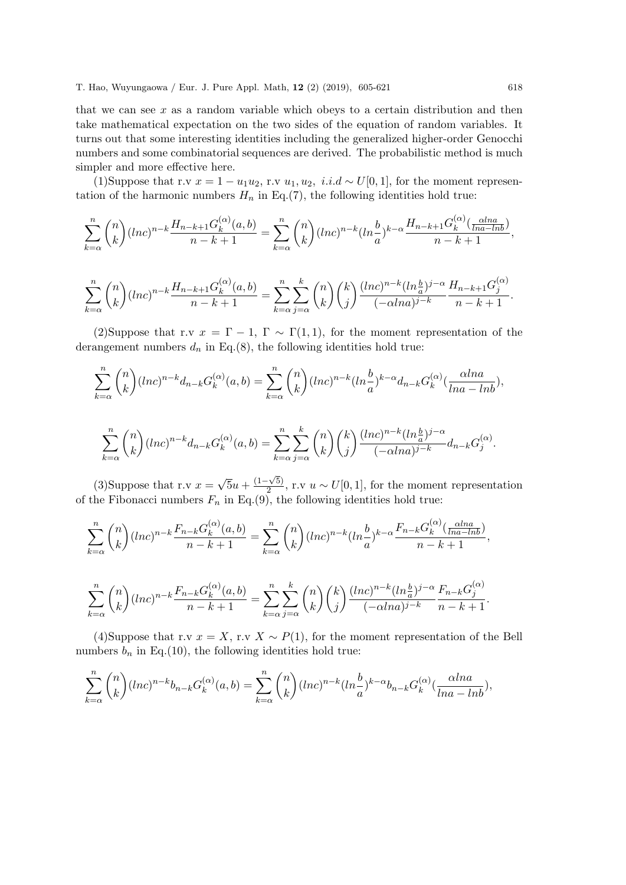that we can see $x$ as a random variable which obeys to a certain distribution and then take mathematical expectation on the two sides of the equation of random variables. It turns out that some interesting identities including the generalized higher-order Genocchi numbers and some combinatorial sequences are derived. The probabilistic method is much simpler and more effective here.

(1)Suppose that r.v $x = 1 - u_1u_2$, r.v $u_1, u_2$, $i.i.d \sim U[0,1]$, for the moment representation of the harmonic numbers $H_n$ in Eq.(7), the following identities hold true:

$$\sum_{k=\alpha}^{n}\binom{n}{k}(lnc)^{n-k}\frac{H_{n-k+1}G_k^{(\alpha)}(a,b)}{n-k+1}=\sum_{k=\alpha}^{n}\binom{n}{k}(lnc)^{n-k}(ln\frac{b}{a})^{k-\alpha}\frac{H_{n-k+1}G_k^{(\alpha)}(\frac{\alpha lna}{lna-lnb})}{n-k+1},$$

$$\sum_{k=\alpha}^{n}\binom{n}{k}(lnc)^{n-k}\frac{H_{n-k+1}G_k^{(\alpha)}(a,b)}{n-k+1}=\sum_{k=\alpha}^{n}\sum_{j=\alpha}^{k}\binom{n}{k}\binom{k}{j}\frac{(lnc)^{n-k}(ln\frac{b}{a})^{j-\alpha}}{(-\alpha lna)^{j-k}}\frac{H_{n-k+1}G_j^{(\alpha)}}{n-k+1}.$$

(2)Suppose that r.v $x = \Gamma - 1$, $\Gamma \sim \Gamma(1,1)$, for the moment representation of the derangement numbers $d_n$ in Eq.(8), the following identities hold true:

$$\sum_{k=\alpha}^{n}\binom{n}{k}(lnc)^{n-k}d_{n-k}G_k^{(\alpha)}(a,b)=\sum_{k=\alpha}^{n}\binom{n}{k}(lnc)^{n-k}(ln\frac{b}{a})^{k-\alpha}d_{n-k}G_k^{(\alpha)}(\frac{\alpha lna}{lna-lnb}),$$

$$\sum_{k=\alpha}^{n}\binom{n}{k}(lnc)^{n-k}d_{n-k}G_k^{(\alpha)}(a,b)=\sum_{k=\alpha}^{n}\sum_{j=\alpha}^{k}\binom{n}{k}\binom{k}{j}\frac{(lnc)^{n-k}(ln\frac{b}{a})^{j-\alpha}}{(-\alpha lna)^{j-k}}d_{n-k}G_j^{(\alpha)}.$$

(3)Suppose that r.v $x = \sqrt{5}u + \frac{(1-\sqrt{5})}{2}$, r.v $u \sim U[0,1]$, for the moment representation of the Fibonacci numbers $F_n$ in Eq.(9), the following identities hold true:

$$\sum_{k=\alpha}^{n}\binom{n}{k}(lnc)^{n-k}\frac{F_{n-k}G_k^{(\alpha)}(a,b)}{n-k+1}=\sum_{k=\alpha}^{n}\binom{n}{k}(lnc)^{n-k}(ln\frac{b}{a})^{k-\alpha}\frac{F_{n-k}G_k^{(\alpha)}(\frac{\alpha lna}{lna-lnb})}{n-k+1},$$

$$\sum_{k=\alpha}^{n}\binom{n}{k}(lnc)^{n-k}\frac{F_{n-k}G_k^{(\alpha)}(a,b)}{n-k+1}=\sum_{k=\alpha}^{n}\sum_{j=\alpha}^{k}\binom{n}{k}\binom{k}{j}\frac{(lnc)^{n-k}(ln\frac{b}{a})^{j-\alpha}}{(-\alpha lna)^{j-k}}\frac{F_{n-k}G_j^{(\alpha)}}{n-k+1}.$$

(4)Suppose that r.v $x = X$, r.v $X \sim P(1)$, for the moment representation of the Bell numbers $b_n$ in Eq.(10), the following identities hold true:

$$\sum_{k=\alpha}^{n}\binom{n}{k}(lnc)^{n-k}b_{n-k}G_k^{(\alpha)}(a,b)=\sum_{k=\alpha}^{n}\binom{n}{k}(lnc)^{n-k}(ln\frac{b}{a})^{k-\alpha}b_{n-k}G_k^{(\alpha)}(\frac{\alpha lna}{lna-lnb}),$$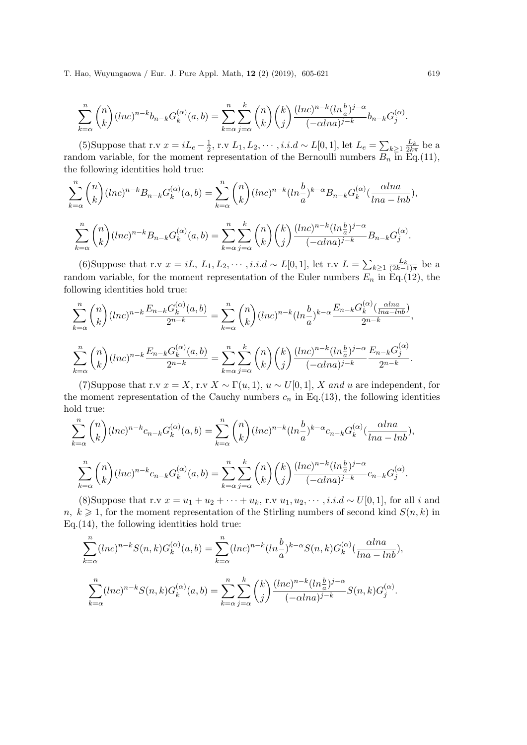$$\sum_{k=\alpha}^{n}\binom{n}{k}(lnc)^{n-k}b_{n-k}G_k^{(\alpha)}(a,b)=\sum_{k=\alpha}^{n}\sum_{j=\alpha}^{k}\binom{n}{k}\binom{k}{j}\frac{(lnc)^{n-k}(ln\frac{b}{a})^{j-\alpha}}{(-\alpha lna)^{j-k}}b_{n-k}G_j^{(\alpha)}.$$

(5)Suppose that r.v $x=iL_e-\frac{1}{2}$, r.v $L_1,L_2,\cdots,i.i.d\sim L[0,1]$, let $L_e=\sum_{k\geq 1}\frac{L_k}{2k\pi}$ be a random variable, for the moment representation of the Bernoulli numbers $B_n$ in Eq.(11), the following identities hold true:

$$\sum_{k=\alpha}^{n}\binom{n}{k}(lnc)^{n-k}B_{n-k}G_k^{(\alpha)}(a,b)=\sum_{k=\alpha}^{n}\binom{n}{k}(lnc)^{n-k}(ln\frac{b}{a})^{k-\alpha}B_{n-k}G_k^{(\alpha)}(\frac{\alpha lna}{lna-lnb}),$$

$$\sum_{k=\alpha}^{n}\binom{n}{k}(lnc)^{n-k}B_{n-k}G_k^{(\alpha)}(a,b)=\sum_{k=\alpha}^{n}\sum_{j=\alpha}^{k}\binom{n}{k}\binom{k}{j}\frac{(lnc)^{n-k}(ln\frac{b}{a})^{j-\alpha}}{(-\alpha lna)^{j-k}}B_{n-k}G_j^{(\alpha)}.$$

(6)Suppose that r.v $x=iL$, $L_1,L_2,\cdots,i.i.d\sim L[0,1]$, let r.v $L=\sum_{k\geq 1}\frac{L_k}{(2k-1)\pi}$ be a random variable, for the moment representation of the Euler numbers $E_n$ in Eq.(12), the following identities hold true:

$$\sum_{k=\alpha}^{n}\binom{n}{k}(lnc)^{n-k}\frac{E_{n-k}G_k^{(\alpha)}(a,b)}{2^{n-k}}=\sum_{k=\alpha}^{n}\binom{n}{k}(lnc)^{n-k}(ln\frac{b}{a})^{k-\alpha}\frac{E_{n-k}G_k^{(\alpha)}(\frac{\alpha lna}{lna-lnb})}{2^{n-k}},$$

$$\sum_{k=\alpha}^{n}\binom{n}{k}(lnc)^{n-k}\frac{E_{n-k}G_k^{(\alpha)}(a,b)}{2^{n-k}}=\sum_{k=\alpha}^{n}\sum_{j=\alpha}^{k}\binom{n}{k}\binom{k}{j}\frac{(lnc)^{n-k}(ln\frac{b}{a})^{j-\alpha}}{(-\alpha lna)^{j-k}}\frac{E_{n-k}G_j^{(\alpha)}}{2^{n-k}}.$$

(7)Suppose that r.v $x=X$, r.v $X\sim\Gamma(u,1)$, $u\sim U[0,1]$, $X$ *and* $u$ are independent, for the moment representation of the Cauchy numbers $c_n$ in Eq.(13), the following identities hold true:

$$\sum_{k=\alpha}^{n}\binom{n}{k}(lnc)^{n-k}c_{n-k}G_k^{(\alpha)}(a,b)=\sum_{k=\alpha}^{n}\binom{n}{k}(lnc)^{n-k}(ln\frac{b}{a})^{k-\alpha}c_{n-k}G_k^{(\alpha)}(\frac{\alpha lna}{lna-lnb}),$$

$$\sum_{k=\alpha}^{n}\binom{n}{k}(lnc)^{n-k}c_{n-k}G_k^{(\alpha)}(a,b)=\sum_{k=\alpha}^{n}\sum_{j=\alpha}^{k}\binom{n}{k}\binom{k}{j}\frac{(lnc)^{n-k}(ln\frac{b}{a})^{j-\alpha}}{(-\alpha lna)^{j-k}}c_{n-k}G_j^{(\alpha)}.$$

(8)Suppose that r.v $x=u_1+u_2+\cdots+u_k$, r.v $u_1,u_2,\cdots,i.i.d\sim U[0,1]$, for all $i$ and $n,\ k\geqslant 1$, for the moment representation of the Stirling numbers of second kind $S(n,k)$ in Eq.(14), the following identities hold true:

$$\sum_{k=\alpha}^{n}(lnc)^{n-k}S(n,k)G_k^{(\alpha)}(a,b)=\sum_{k=\alpha}^{n}(lnc)^{n-k}(ln\frac{b}{a})^{k-\alpha}S(n,k)G_k^{(\alpha)}(\frac{\alpha lna}{lna-lnb}),$$

$$\sum_{k=\alpha}^{n}(lnc)^{n-k}S(n,k)G_k^{(\alpha)}(a,b)=\sum_{k=\alpha}^{n}\sum_{j=\alpha}^{k}\binom{k}{j}\frac{(lnc)^{n-k}(ln\frac{b}{a})^{j-\alpha}}{(-\alpha lna)^{j-k}}S(n,k)G_j^{(\alpha)}.$$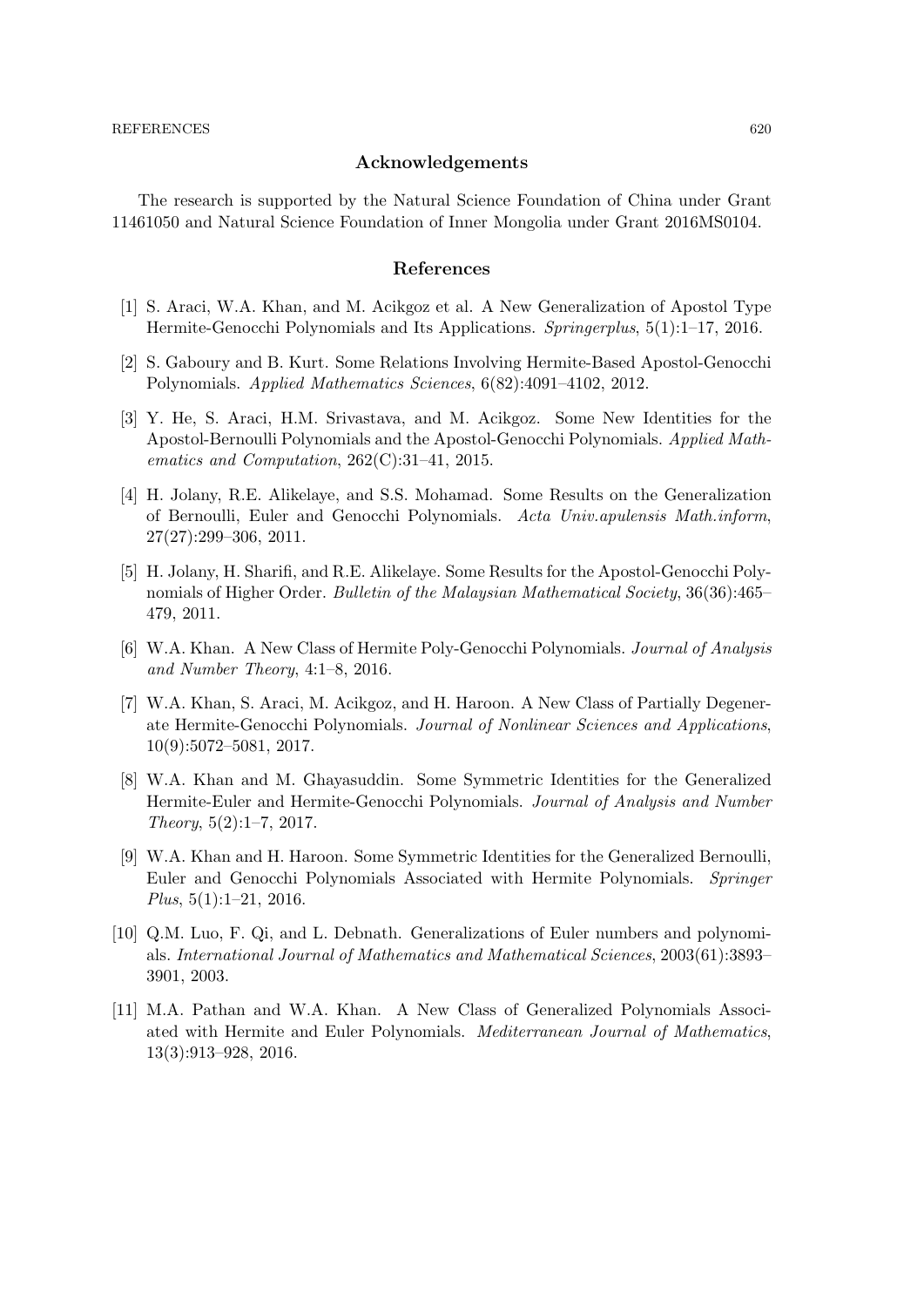## Acknowledgements

The research is supported by the Natural Science Foundation of China under Grant 11461050 and Natural Science Foundation of Inner Mongolia under Grant 2016MS0104.

## References

[1] S. Araci, W.A. Khan, and M. Acikgoz et al. A New Generalization of Apostol Type Hermite-Genocchi Polynomials and Its Applications. *Springerplus*, 5(1):1–17, 2016.

[2] S. Gaboury and B. Kurt. Some Relations Involving Hermite-Based Apostol-Genocchi Polynomials. *Applied Mathematics Sciences*, 6(82):4091–4102, 2012.

[3] Y. He, S. Araci, H.M. Srivastava, and M. Acikgoz. Some New Identities for the Apostol-Bernoulli Polynomials and the Apostol-Genocchi Polynomials. *Applied Mathematics and Computation*, 262(C):31–41, 2015.

[4] H. Jolany, R.E. Alikelaye, and S.S. Mohamad. Some Results on the Generalization of Bernoulli, Euler and Genocchi Polynomials. *Acta Univ.apulensis Math.inform*, 27(27):299–306, 2011.

[5] H. Jolany, H. Sharifi, and R.E. Alikelaye. Some Results for the Apostol-Genocchi Polynomials of Higher Order. *Bulletin of the Malaysian Mathematical Society*, 36(36):465–479, 2011.

[6] W.A. Khan. A New Class of Hermite Poly-Genocchi Polynomials. *Journal of Analysis and Number Theory*, 4:1–8, 2016.

[7] W.A. Khan, S. Araci, M. Acikgoz, and H. Haroon. A New Class of Partially Degenerate Hermite-Genocchi Polynomials. *Journal of Nonlinear Sciences and Applications*, 10(9):5072–5081, 2017.

[8] W.A. Khan and M. Ghayasuddin. Some Symmetric Identities for the Generalized Hermite-Euler and Hermite-Genocchi Polynomials. *Journal of Analysis and Number Theory*, 5(2):1–7, 2017.

[9] W.A. Khan and H. Haroon. Some Symmetric Identities for the Generalized Bernoulli, Euler and Genocchi Polynomials Associated with Hermite Polynomials. *Springer Plus*, 5(1):1–21, 2016.

[10] Q.M. Luo, F. Qi, and L. Debnath. Generalizations of Euler numbers and polynomials. *International Journal of Mathematics and Mathematical Sciences*, 2003(61):3893–3901, 2003.

[11] M.A. Pathan and W.A. Khan. A New Class of Generalized Polynomials Associated with Hermite and Euler Polynomials. *Mediterranean Journal of Mathematics*, 13(3):913–928, 2016.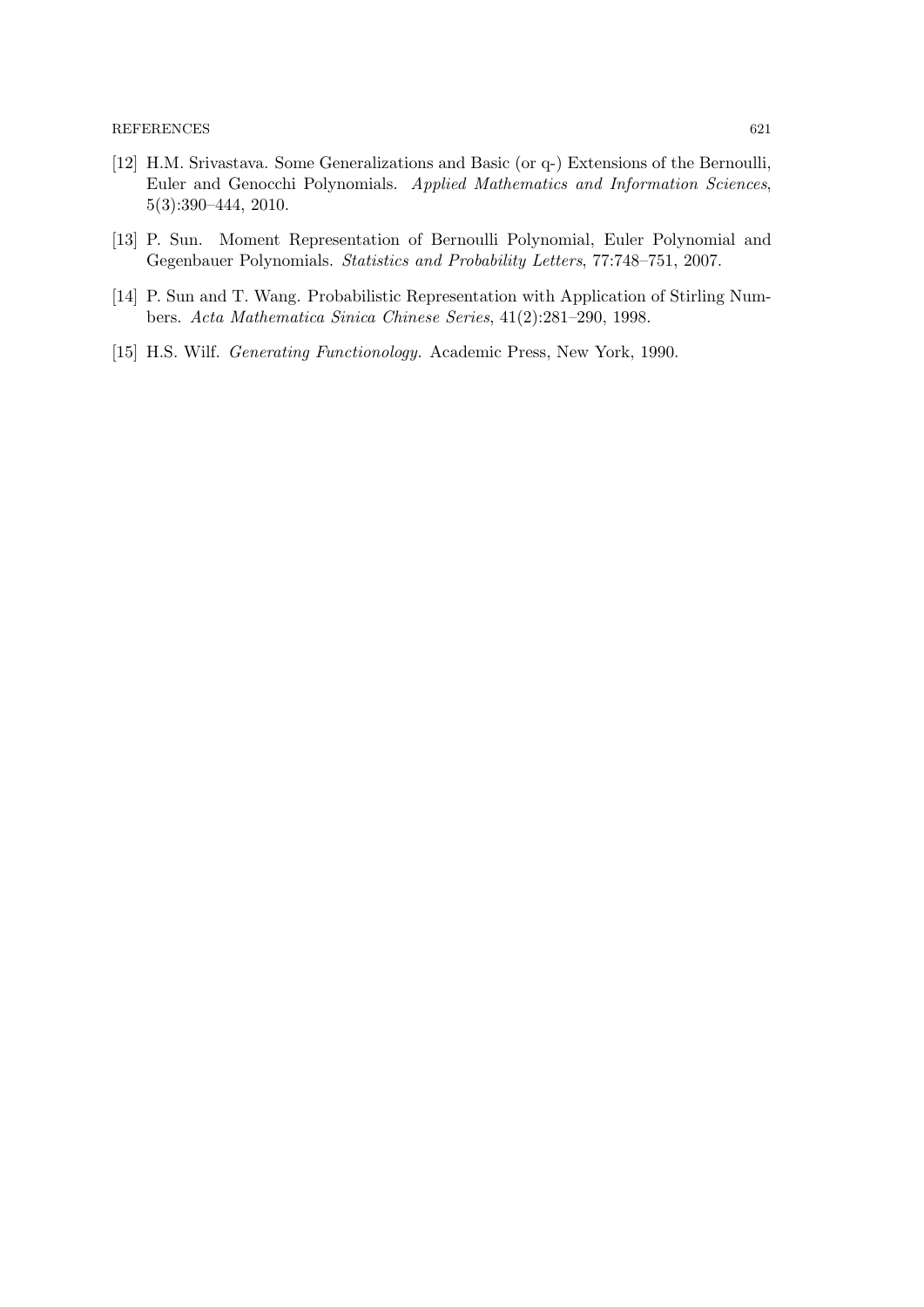[12] H.M. Srivastava. Some Generalizations and Basic (or q-) Extensions of the Bernoulli, Euler and Genocchi Polynomials. *Applied Mathematics and Information Sciences*, 5(3):390–444, 2010.

[13] P. Sun. Moment Representation of Bernoulli Polynomial, Euler Polynomial and Gegenbauer Polynomials. *Statistics and Probability Letters*, 77:748–751, 2007.

[14] P. Sun and T. Wang. Probabilistic Representation with Application of Stirling Numbers. *Acta Mathematica Sinica Chinese Series*, 41(2):281–290, 1998.

[15] H.S. Wilf. *Generating Functionology.* Academic Press, New York, 1990.